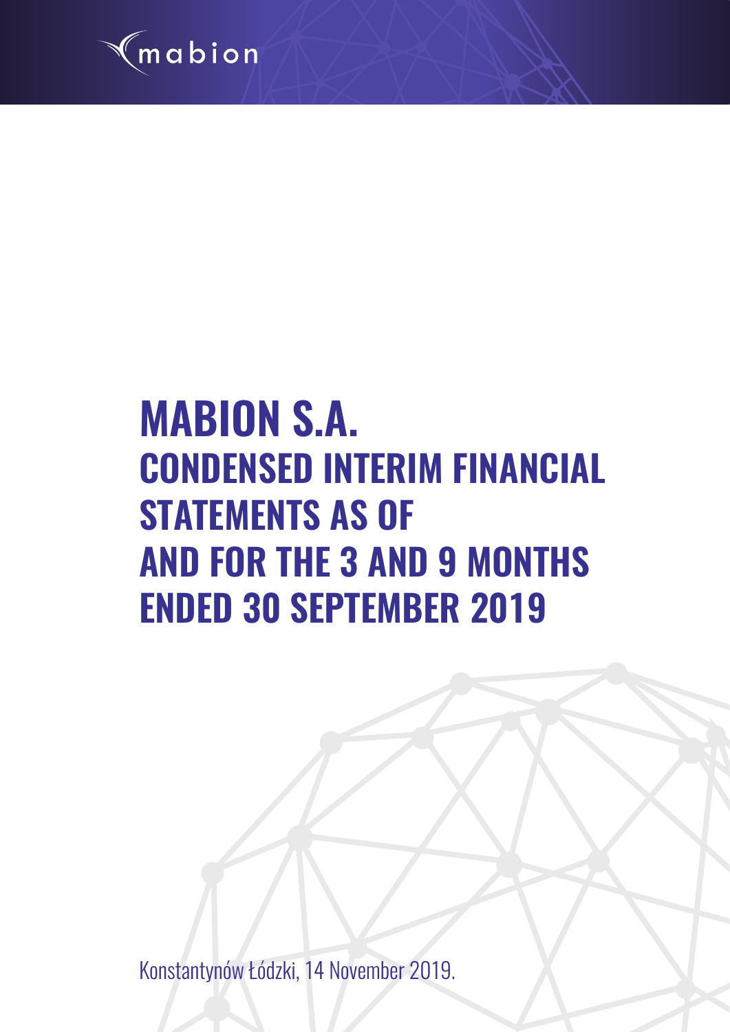mabion

# MABION S.A.

## CONDENSED INTERIM FINANCIAL STATEMENTS AS OF AND FOR THE 3 AND 9 MONTHS ENDED 30 SEPTEMBER 2019

Konstantynów Łódzki, 14 November 2019.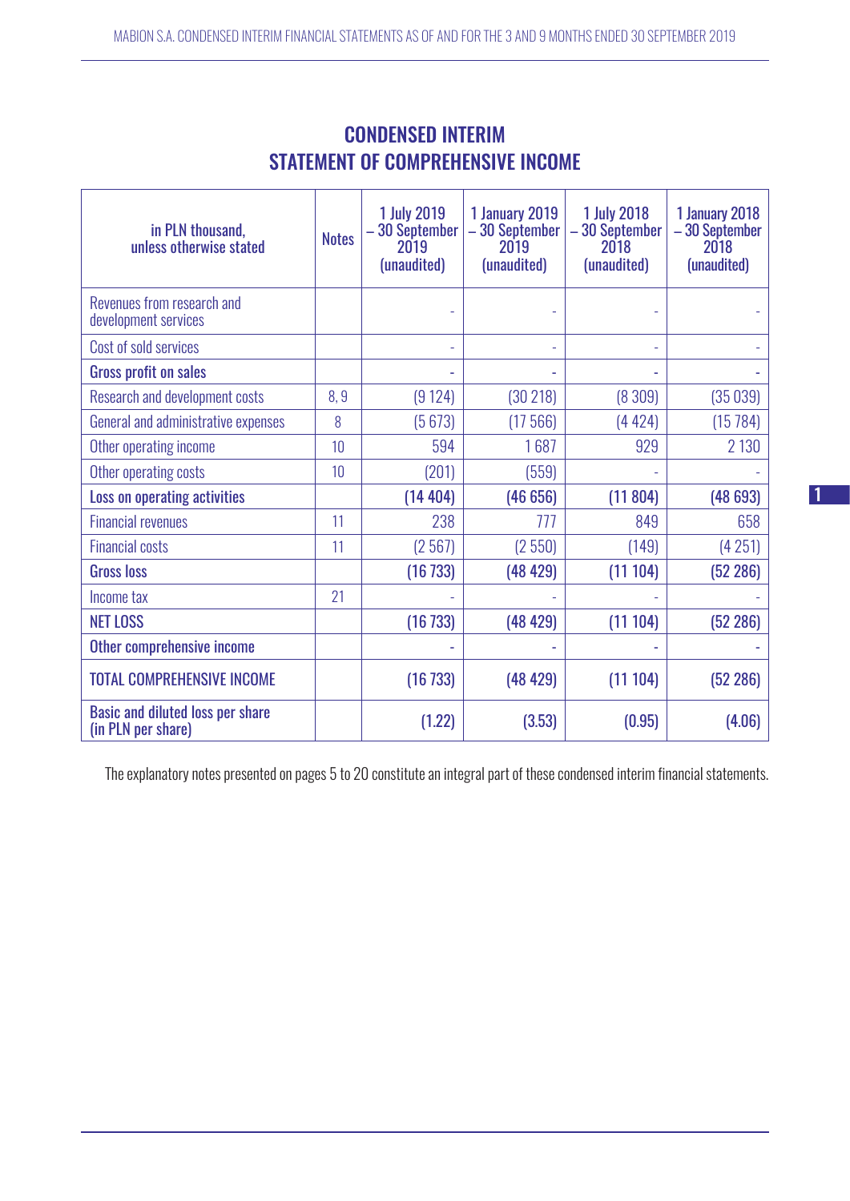# CONDENSED INTERIM STATEMENT OF COMPREHENSIVE INCOME

| in PLN thousand, unless otherwise stated | Notes | 1 July 2019 – 30 September 2019 (unaudited) | 1 January 2019 – 30 September 2019 (unaudited) | 1 July 2018 – 30 September 2018 (unaudited) | 1 January 2018 – 30 September 2018 (unaudited) |
|---|---|---|---|---|---|
| Revenues from research and development services | | - | - | - | - |
| Cost of sold services | | - | - | - | - |
| **Gross profit on sales** | | **-** | **-** | **-** | **-** |
| Research and development costs | 8, 9 | (9 124) | (30 218) | (8 309) | (35 039) |
| General and administrative expenses | 8 | (5 673) | (17 566) | (4 424) | (15 784) |
| Other operating income | 10 | 594 | 1 687 | 929 | 2 130 |
| Other operating costs | 10 | (201) | (559) | - | - |
| **Loss on operating activities** | | **(14 404)** | **(46 656)** | **(11 804)** | **(48 693)** |
| Financial revenues | 11 | 238 | 777 | 849 | 658 |
| Financial costs | 11 | (2 567) | (2 550) | (149) | (4 251) |
| **Gross loss** | | **(16 733)** | **(48 429)** | **(11 104)** | **(52 286)** |
| Income tax | 21 | - | - | - | - |
| **NET LOSS** | | **(16 733)** | **(48 429)** | **(11 104)** | **(52 286)** |
| **Other comprehensive income** | | **-** | **-** | **-** | **-** |
| **TOTAL COMPREHENSIVE INCOME** | | **(16 733)** | **(48 429)** | **(11 104)** | **(52 286)** |
| **Basic and diluted loss per share (in PLN per share)** | | **(1.22)** | **(3.53)** | **(0.95)** | **(4.06)** |

The explanatory notes presented on pages 5 to 20 constitute an integral part of these condensed interim financial statements.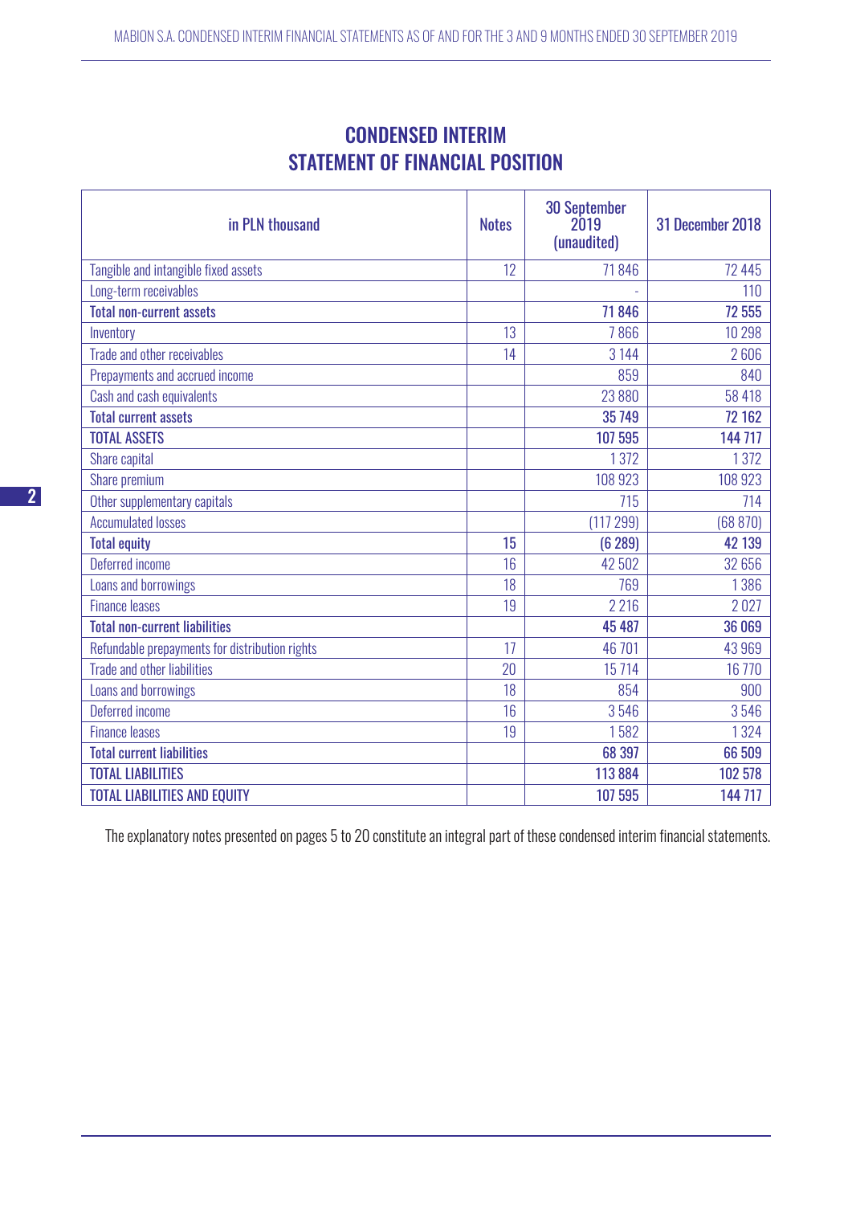# CONDENSED INTERIM STATEMENT OF FINANCIAL POSITION

| in PLN thousand | Notes | 30 September 2019 (unaudited) | 31 December 2018 |
|---|---|---|---|
| Tangible and intangible fixed assets | 12 | 71 846 | 72 445 |
| Long-term receivables | | - | 110 |
| **Total non-current assets** | | **71 846** | **72 555** |
| Inventory | 13 | 7 866 | 10 298 |
| Trade and other receivables | 14 | 3 144 | 2 606 |
| Prepayments and accrued income | | 859 | 840 |
| Cash and cash equivalents | | 23 880 | 58 418 |
| **Total current assets** | | **35 749** | **72 162** |
| **TOTAL ASSETS** | | **107 595** | **144 717** |
| Share capital | | 1 372 | 1 372 |
| Share premium | | 108 923 | 108 923 |
| Other supplementary capitals | | 715 | 714 |
| Accumulated losses | | (117 299) | (68 870) |
| **Total equity** | **15** | **(6 289)** | **42 139** |
| Deferred income | 16 | 42 502 | 32 656 |
| Loans and borrowings | 18 | 769 | 1 386 |
| Finance leases | 19 | 2 216 | 2 027 |
| **Total non-current liabilities** | | **45 487** | **36 069** |
| Refundable prepayments for distribution rights | 17 | 46 701 | 43 969 |
| Trade and other liabilities | 20 | 15 714 | 16 770 |
| Loans and borrowings | 18 | 854 | 900 |
| Deferred income | 16 | 3 546 | 3 546 |
| Finance leases | 19 | 1 582 | 1 324 |
| **Total current liabilities** | | **68 397** | **66 509** |
| **TOTAL LIABILITIES** | | **113 884** | **102 578** |
| **TOTAL LIABILITIES AND EQUITY** | | **107 595** | **144 717** |

The explanatory notes presented on pages 5 to 20 constitute an integral part of these condensed interim financial statements.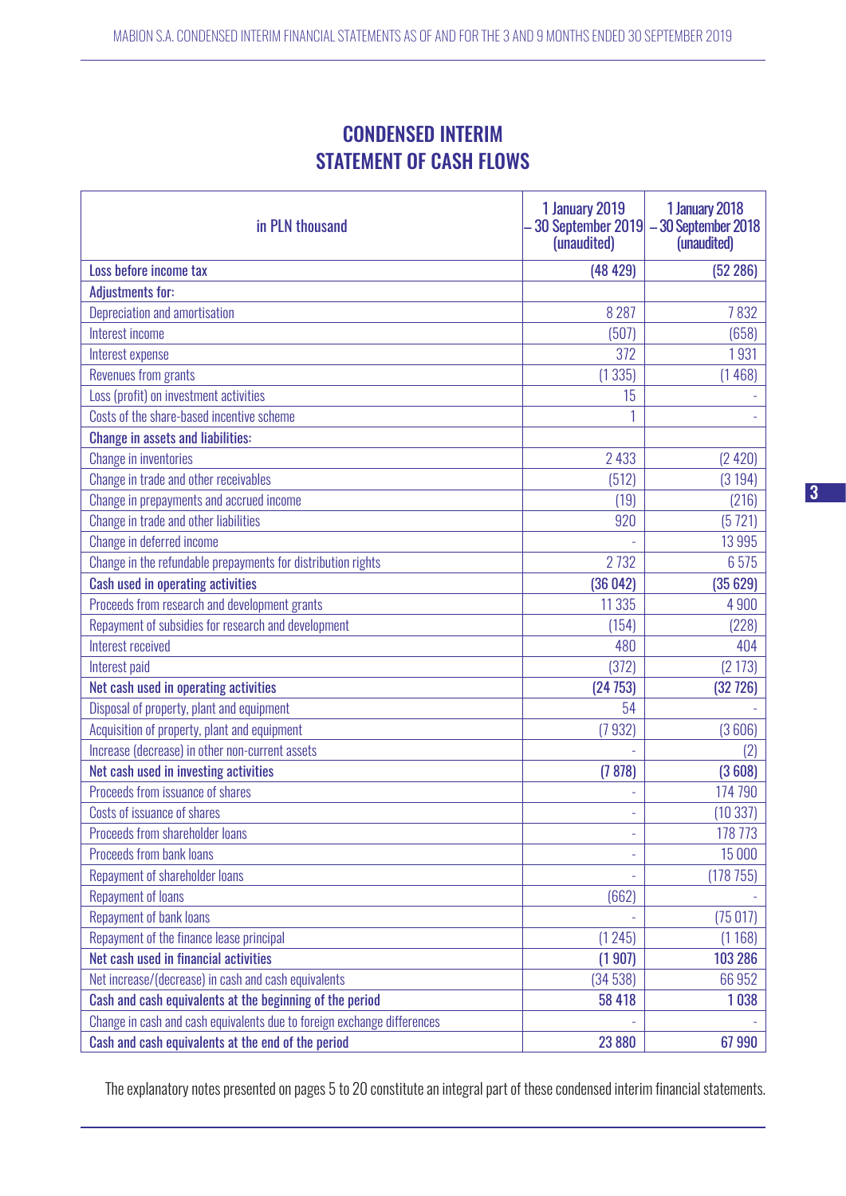# CONDENSED INTERIM STATEMENT OF CASH FLOWS

| in PLN thousand | 1 January 2019 – 30 September 2019 (unaudited) | 1 January 2018 – 30 September 2018 (unaudited) |
|---|---|---|
| **Loss before income tax** | **(48 429)** | **(52 286)** |
| **Adjustments for:** | | |
| Depreciation and amortisation | 8 287 | 7 832 |
| Interest income | (507) | (658) |
| Interest expense | 372 | 1 931 |
| Revenues from grants | (1 335) | (1 468) |
| Loss (profit) on investment activities | 15 | - |
| Costs of the share-based incentive scheme | 1 | - |
| **Change in assets and liabilities:** | | |
| Change in inventories | 2 433 | (2 420) |
| Change in trade and other receivables | (512) | (3 194) |
| Change in prepayments and accrued income | (19) | (216) |
| Change in trade and other liabilities | 920 | (5 721) |
| Change in deferred income | - | 13 995 |
| Change in the refundable prepayments for distribution rights | 2 732 | 6 575 |
| **Cash used in operating activities** | **(36 042)** | **(35 629)** |
| Proceeds from research and development grants | 11 335 | 4 900 |
| Repayment of subsidies for research and development | (154) | (228) |
| Interest received | 480 | 404 |
| Interest paid | (372) | (2 173) |
| **Net cash used in operating activities** | **(24 753)** | **(32 726)** |
| Disposal of property, plant and equipment | 54 | - |
| Acquisition of property, plant and equipment | (7 932) | (3 606) |
| Increase (decrease) in other non-current assets | - | (2) |
| **Net cash used in investing activities** | **(7 878)** | **(3 608)** |
| Proceeds from issuance of shares | - | 174 790 |
| Costs of issuance of shares | - | (10 337) |
| Proceeds from shareholder loans | - | 178 773 |
| Proceeds from bank loans | - | 15 000 |
| Repayment of shareholder loans | - | (178 755) |
| Repayment of loans | (662) | - |
| Repayment of bank loans | - | (75 017) |
| Repayment of the finance lease principal | (1 245) | (1 168) |
| **Net cash used in financial activities** | **(1 907)** | **103 286** |
| Net increase/(decrease) in cash and cash equivalents | (34 538) | 66 952 |
| **Cash and cash equivalents at the beginning of the period** | **58 418** | **1 038** |
| Change in cash and cash equivalents due to foreign exchange differences | - | - |
| **Cash and cash equivalents at the end of the period** | **23 880** | **67 990** |

The explanatory notes presented on pages 5 to 20 constitute an integral part of these condensed interim financial statements.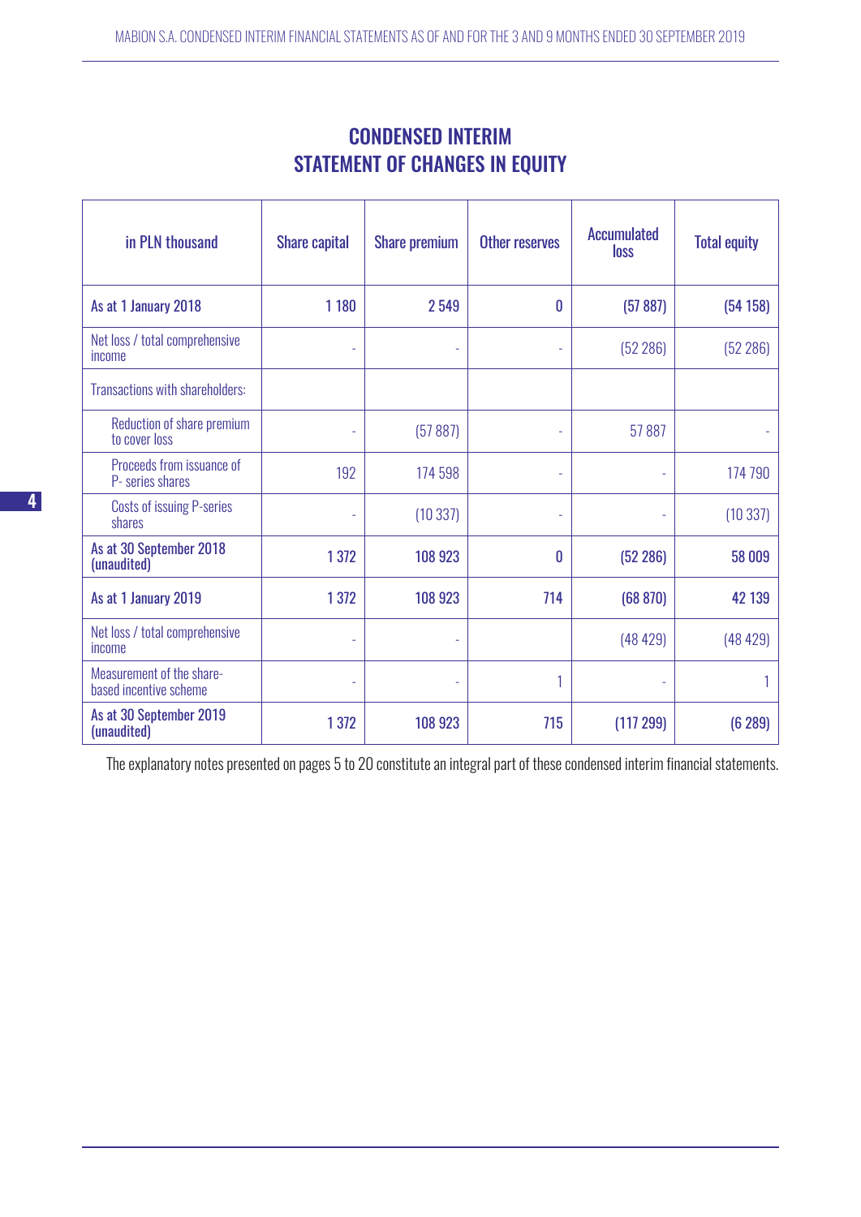# CONDENSED INTERIM STATEMENT OF CHANGES IN EQUITY

| in PLN thousand | Share capital | Share premium | Other reserves | Accumulated loss | Total equity |
|---|---|---|---|---|---|
| **As at 1 January 2018** | **1 180** | **2 549** | **0** | **(57 887)** | **(54 158)** |
| Net loss / total comprehensive income | - | - | - | (52 286) | (52 286) |
| Transactions with shareholders: | | | | | |
| Reduction of share premium to cover loss | - | (57 887) | - | 57 887 | - |
| Proceeds from issuance of P- series shares | 192 | 174 598 | - | - | 174 790 |
| Costs of issuing P-series shares | - | (10 337) | - | - | (10 337) |
| **As at 30 September 2018 (unaudited)** | **1 372** | **108 923** | **0** | **(52 286)** | **58 009** |
| **As at 1 January 2019** | **1 372** | **108 923** | **714** | **(68 870)** | **42 139** |
| Net loss / total comprehensive income | - | - | | (48 429) | (48 429) |
| Measurement of the share-based incentive scheme | - | - | 1 | - | 1 |
| **As at 30 September 2019 (unaudited)** | **1 372** | **108 923** | **715** | **(117 299)** | **(6 289)** |

The explanatory notes presented on pages 5 to 20 constitute an integral part of these condensed interim financial statements.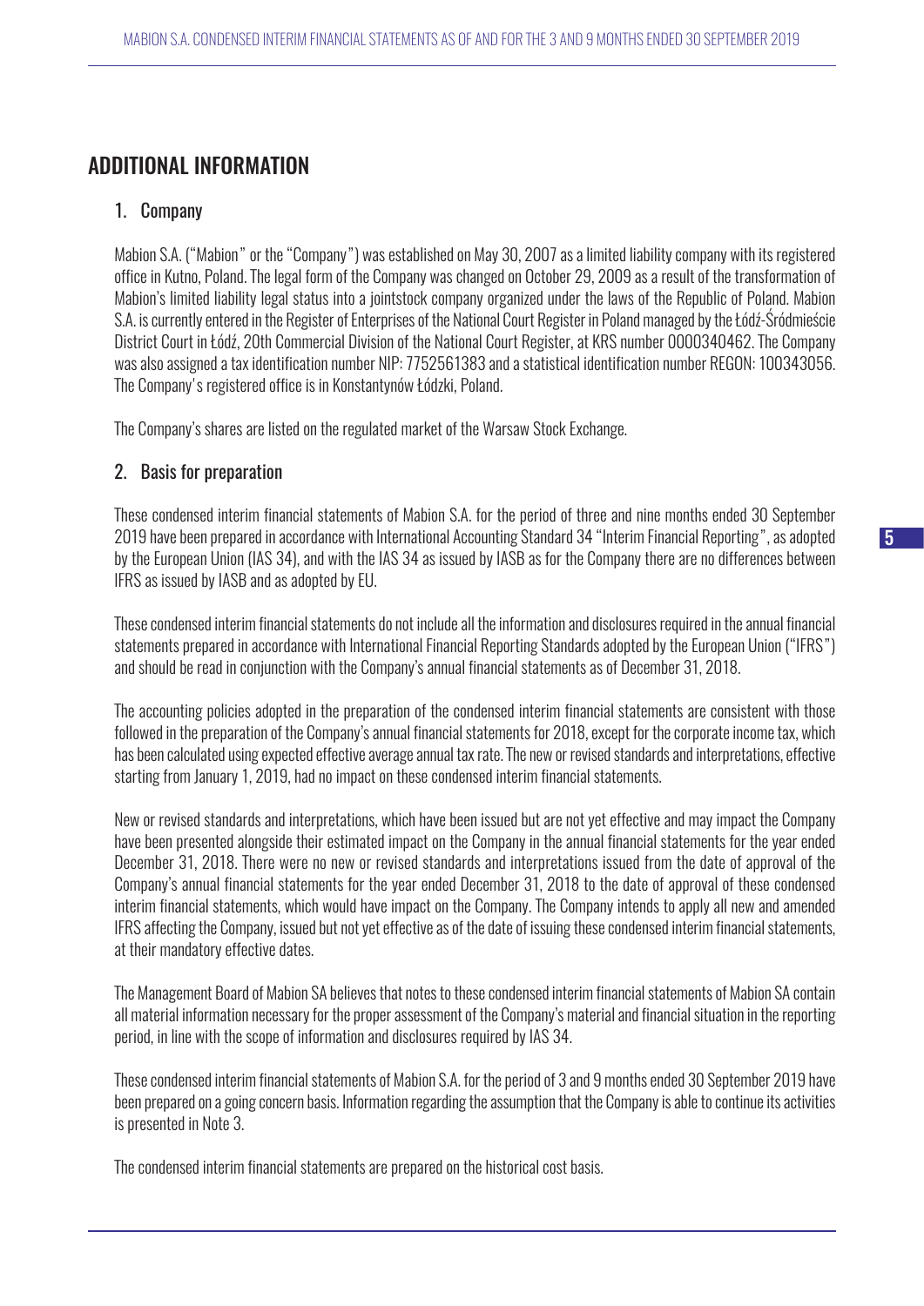# ADDITIONAL INFORMATION

## 1. Company

Mabion S.A. ("Mabion" or the "Company") was established on May 30, 2007 as a limited liability company with its registered office in Kutno, Poland. The legal form of the Company was changed on October 29, 2009 as a result of the transformation of Mabion's limited liability legal status into a jointstock company organized under the laws of the Republic of Poland. Mabion S.A. is currently entered in the Register of Enterprises of the National Court Register in Poland managed by the Łódź-Śródmieście District Court in Łódź, 20th Commercial Division of the National Court Register, at KRS number 0000340462. The Company was also assigned a tax identification number NIP: 7752561383 and a statistical identification number REGON: 100343056. The Company's registered office is in Konstantynów Łódzki, Poland.

The Company's shares are listed on the regulated market of the Warsaw Stock Exchange.

## 2. Basis for preparation

These condensed interim financial statements of Mabion S.A. for the period of three and nine months ended 30 September 2019 have been prepared in accordance with International Accounting Standard 34 "Interim Financial Reporting", as adopted by the European Union (IAS 34), and with the IAS 34 as issued by IASB as for the Company there are no differences between IFRS as issued by IASB and as adopted by EU.

These condensed interim financial statements do not include all the information and disclosures required in the annual financial statements prepared in accordance with International Financial Reporting Standards adopted by the European Union ("IFRS") and should be read in conjunction with the Company's annual financial statements as of December 31, 2018.

The accounting policies adopted in the preparation of the condensed interim financial statements are consistent with those followed in the preparation of the Company's annual financial statements for 2018, except for the corporate income tax, which has been calculated using expected effective average annual tax rate. The new or revised standards and interpretations, effective starting from January 1, 2019, had no impact on these condensed interim financial statements.

New or revised standards and interpretations, which have been issued but are not yet effective and may impact the Company have been presented alongside their estimated impact on the Company in the annual financial statements for the year ended December 31, 2018. There were no new or revised standards and interpretations issued from the date of approval of the Company's annual financial statements for the year ended December 31, 2018 to the date of approval of these condensed interim financial statements, which would have impact on the Company. The Company intends to apply all new and amended IFRS affecting the Company, issued but not yet effective as of the date of issuing these condensed interim financial statements, at their mandatory effective dates.

The Management Board of Mabion SA believes that notes to these condensed interim financial statements of Mabion SA contain all material information necessary for the proper assessment of the Company's material and financial situation in the reporting period, in line with the scope of information and disclosures required by IAS 34.

These condensed interim financial statements of Mabion S.A. for the period of 3 and 9 months ended 30 September 2019 have been prepared on a going concern basis. Information regarding the assumption that the Company is able to continue its activities is presented in Note 3.

The condensed interim financial statements are prepared on the historical cost basis.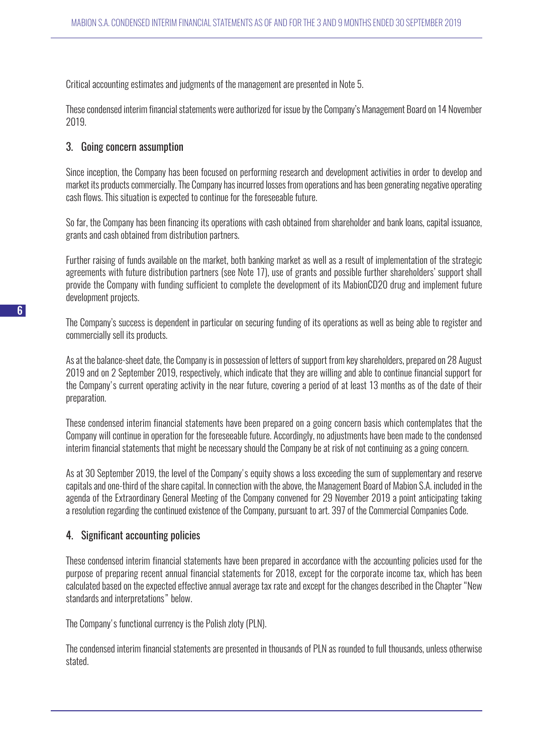Critical accounting estimates and judgments of the management are presented in Note 5.

These condensed interim financial statements were authorized for issue by the Company's Management Board on 14 November 2019.

## 3. Going concern assumption

Since inception, the Company has been focused on performing research and development activities in order to develop and market its products commercially. The Company has incurred losses from operations and has been generating negative operating cash flows. This situation is expected to continue for the foreseeable future.

So far, the Company has been financing its operations with cash obtained from shareholder and bank loans, capital issuance, grants and cash obtained from distribution partners.

Further raising of funds available on the market, both banking market as well as a result of implementation of the strategic agreements with future distribution partners (see Note 17), use of grants and possible further shareholders' support shall provide the Company with funding sufficient to complete the development of its MabionCD20 drug and implement future development projects.

The Company's success is dependent in particular on securing funding of its operations as well as being able to register and commercially sell its products.

As at the balance-sheet date, the Company is in possession of letters of support from key shareholders, prepared on 28 August 2019 and on 2 September 2019, respectively, which indicate that they are willing and able to continue financial support for the Company's current operating activity in the near future, covering a period of at least 13 months as of the date of their preparation.

These condensed interim financial statements have been prepared on a going concern basis which contemplates that the Company will continue in operation for the foreseeable future. Accordingly, no adjustments have been made to the condensed interim financial statements that might be necessary should the Company be at risk of not continuing as a going concern.

As at 30 September 2019, the level of the Company's equity shows a loss exceeding the sum of supplementary and reserve capitals and one-third of the share capital. In connection with the above, the Management Board of Mabion S.A. included in the agenda of the Extraordinary General Meeting of the Company convened for 29 November 2019 a point anticipating taking a resolution regarding the continued existence of the Company, pursuant to art. 397 of the Commercial Companies Code.

## 4. Significant accounting policies

These condensed interim financial statements have been prepared in accordance with the accounting policies used for the purpose of preparing recent annual financial statements for 2018, except for the corporate income tax, which has been calculated based on the expected effective annual average tax rate and except for the changes described in the Chapter "New standards and interpretations" below.

The Company's functional currency is the Polish zloty (PLN).

The condensed interim financial statements are presented in thousands of PLN as rounded to full thousands, unless otherwise stated.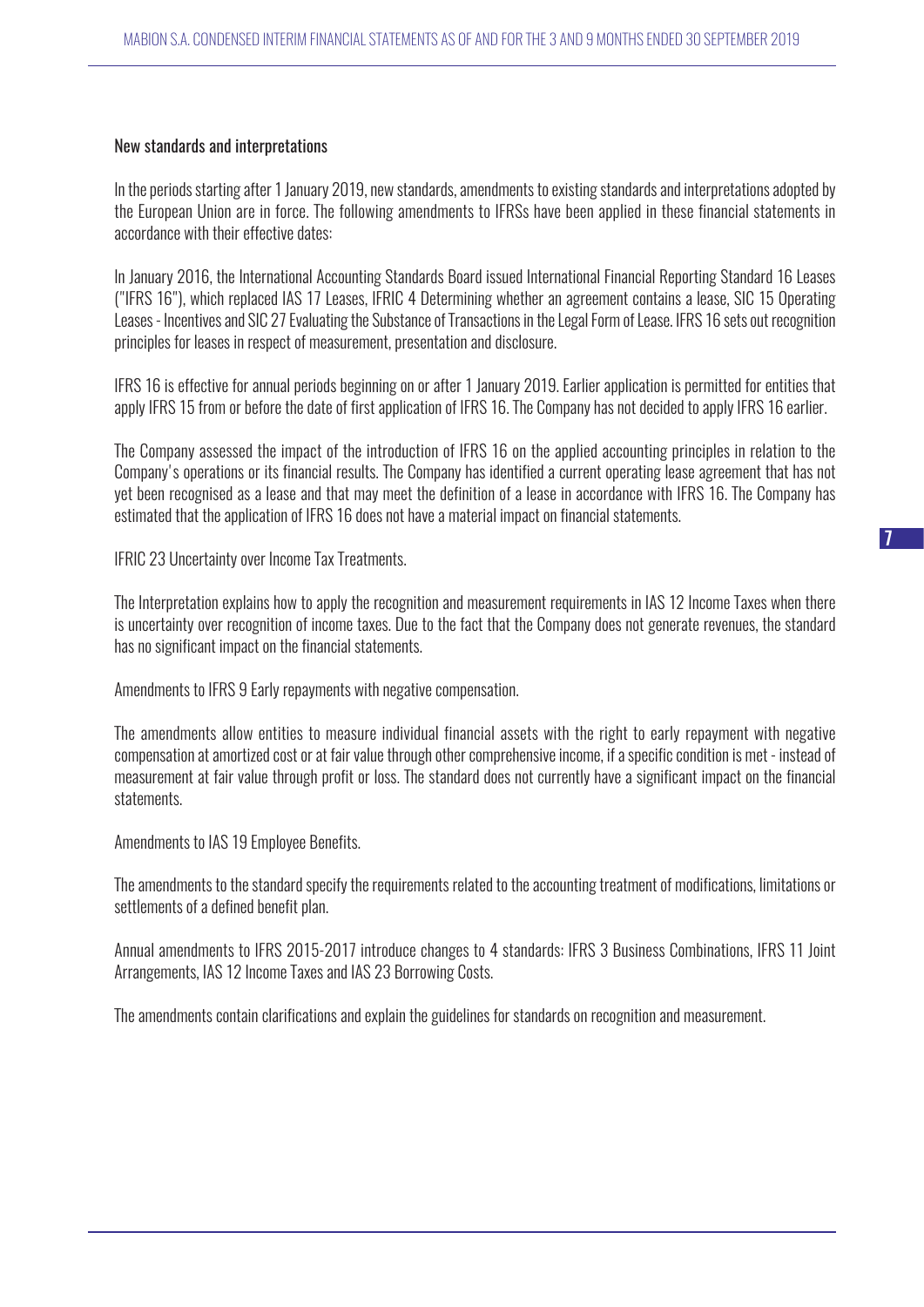## New standards and interpretations

In the periods starting after 1 January 2019, new standards, amendments to existing standards and interpretations adopted by the European Union are in force. The following amendments to IFRSs have been applied in these financial statements in accordance with their effective dates:

In January 2016, the International Accounting Standards Board issued International Financial Reporting Standard 16 Leases ("IFRS 16"), which replaced IAS 17 Leases, IFRIC 4 Determining whether an agreement contains a lease, SIC 15 Operating Leases - Incentives and SIC 27 Evaluating the Substance of Transactions in the Legal Form of Lease. IFRS 16 sets out recognition principles for leases in respect of measurement, presentation and disclosure.

IFRS 16 is effective for annual periods beginning on or after 1 January 2019. Earlier application is permitted for entities that apply IFRS 15 from or before the date of first application of IFRS 16. The Company has not decided to apply IFRS 16 earlier.

The Company assessed the impact of the introduction of IFRS 16 on the applied accounting principles in relation to the Company's operations or its financial results. The Company has identified a current operating lease agreement that has not yet been recognised as a lease and that may meet the definition of a lease in accordance with IFRS 16. The Company has estimated that the application of IFRS 16 does not have a material impact on financial statements.

IFRIC 23 Uncertainty over Income Tax Treatments.

The Interpretation explains how to apply the recognition and measurement requirements in IAS 12 Income Taxes when there is uncertainty over recognition of income taxes. Due to the fact that the Company does not generate revenues, the standard has no significant impact on the financial statements.

Amendments to IFRS 9 Early repayments with negative compensation.

The amendments allow entities to measure individual financial assets with the right to early repayment with negative compensation at amortized cost or at fair value through other comprehensive income, if a specific condition is met - instead of measurement at fair value through profit or loss. The standard does not currently have a significant impact on the financial statements.

Amendments to IAS 19 Employee Benefits.

The amendments to the standard specify the requirements related to the accounting treatment of modifications, limitations or settlements of a defined benefit plan.

Annual amendments to IFRS 2015-2017 introduce changes to 4 standards: IFRS 3 Business Combinations, IFRS 11 Joint Arrangements, IAS 12 Income Taxes and IAS 23 Borrowing Costs.

The amendments contain clarifications and explain the guidelines for standards on recognition and measurement.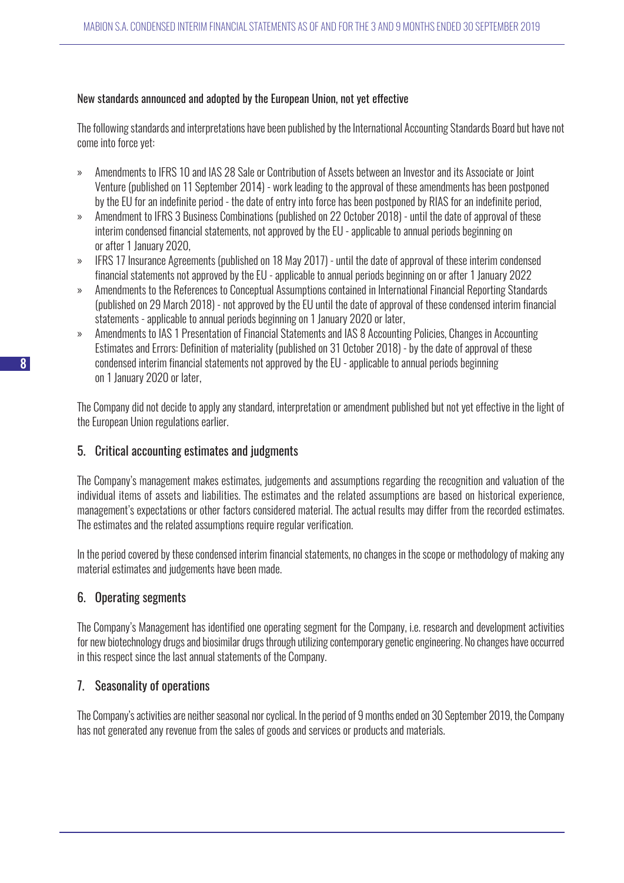#### New standards announced and adopted by the European Union, not yet effective

The following standards and interpretations have been published by the International Accounting Standards Board but have not come into force yet:

- Amendments to IFRS 10 and IAS 28 Sale or Contribution of Assets between an Investor and its Associate or Joint Venture (published on 11 September 2014) - work leading to the approval of these amendments has been postponed by the EU for an indefinite period - the date of entry into force has been postponed by RIAS for an indefinite period,
- Amendment to IFRS 3 Business Combinations (published on 22 October 2018) - until the date of approval of these interim condensed financial statements, not approved by the EU - applicable to annual periods beginning on or after 1 January 2020,
- IFRS 17 Insurance Agreements (published on 18 May 2017) - until the date of approval of these interim condensed financial statements not approved by the EU - applicable to annual periods beginning on or after 1 January 2022
- Amendments to the References to Conceptual Assumptions contained in International Financial Reporting Standards (published on 29 March 2018) - not approved by the EU until the date of approval of these condensed interim financial statements - applicable to annual periods beginning on 1 January 2020 or later,
- Amendments to IAS 1 Presentation of Financial Statements and IAS 8 Accounting Policies, Changes in Accounting Estimates and Errors: Definition of materiality (published on 31 October 2018) - by the date of approval of these condensed interim financial statements not approved by the EU - applicable to annual periods beginning on 1 January 2020 or later,

The Company did not decide to apply any standard, interpretation or amendment published but not yet effective in the light of the European Union regulations earlier.

## 5. Critical accounting estimates and judgments

The Company's management makes estimates, judgements and assumptions regarding the recognition and valuation of the individual items of assets and liabilities. The estimates and the related assumptions are based on historical experience, management's expectations or other factors considered material. The actual results may differ from the recorded estimates. The estimates and the related assumptions require regular verification.

In the period covered by these condensed interim financial statements, no changes in the scope or methodology of making any material estimates and judgements have been made.

## 6. Operating segments

The Company's Management has identified one operating segment for the Company, i.e. research and development activities for new biotechnology drugs and biosimilar drugs through utilizing contemporary genetic engineering. No changes have occurred in this respect since the last annual statements of the Company.

## 7. Seasonality of operations

The Company's activities are neither seasonal nor cyclical. In the period of 9 months ended on 30 September 2019, the Company has not generated any revenue from the sales of goods and services or products and materials.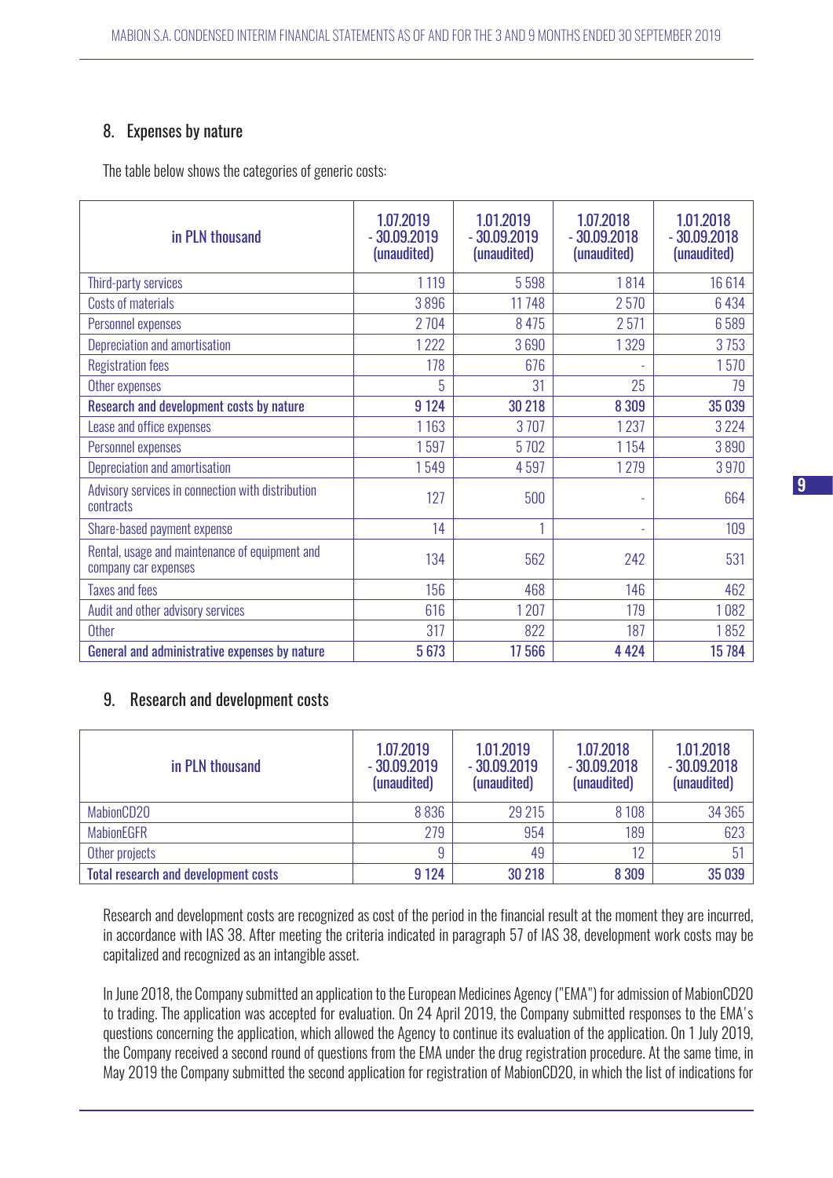## 8. Expenses by nature

The table below shows the categories of generic costs:

| in PLN thousand | 1.07.2019 - 30.09.2019 (unaudited) | 1.01.2019 - 30.09.2019 (unaudited) | 1.07.2018 - 30.09.2018 (unaudited) | 1.01.2018 - 30.09.2018 (unaudited) |
|---|---|---|---|---|
| Third-party services | 1 119 | 5 598 | 1 814 | 16 614 |
| Costs of materials | 3 896 | 11 748 | 2 570 | 6 434 |
| Personnel expenses | 2 704 | 8 475 | 2 571 | 6 589 |
| Depreciation and amortisation | 1 222 | 3 690 | 1 329 | 3 753 |
| Registration fees | 178 | 676 | - | 1 570 |
| Other expenses | 5 | 31 | 25 | 79 |
| **Research and development costs by nature** | **9 124** | **30 218** | **8 309** | **35 039** |
| Lease and office expenses | 1 163 | 3 707 | 1 237 | 3 224 |
| Personnel expenses | 1 597 | 5 702 | 1 154 | 3 890 |
| Depreciation and amortisation | 1 549 | 4 597 | 1 279 | 3 970 |
| Advisory services in connection with distribution contracts | 127 | 500 | - | 664 |
| Share-based payment expense | 14 | 1 | - | 109 |
| Rental, usage and maintenance of equipment and company car expenses | 134 | 562 | 242 | 531 |
| Taxes and fees | 156 | 468 | 146 | 462 |
| Audit and other advisory services | 616 | 1 207 | 179 | 1 082 |
| Other | 317 | 822 | 187 | 1 852 |
| **General and administrative expenses by nature** | **5 673** | **17 566** | **4 424** | **15 784** |

## 9. Research and development costs

| in PLN thousand | 1.07.2019 - 30.09.2019 (unaudited) | 1.01.2019 - 30.09.2019 (unaudited) | 1.07.2018 - 30.09.2018 (unaudited) | 1.01.2018 - 30.09.2018 (unaudited) |
|---|---|---|---|---|
| MabionCD20 | 8 836 | 29 215 | 8 108 | 34 365 |
| MabionEGFR | 279 | 954 | 189 | 623 |
| Other projects | 9 | 49 | 12 | 51 |
| **Total research and development costs** | **9 124** | **30 218** | **8 309** | **35 039** |

Research and development costs are recognized as cost of the period in the financial result at the moment they are incurred, in accordance with IAS 38. After meeting the criteria indicated in paragraph 57 of IAS 38, development work costs may be capitalized and recognized as an intangible asset.

In June 2018, the Company submitted an application to the European Medicines Agency ("EMA") for admission of MabionCD20 to trading. The application was accepted for evaluation. On 24 April 2019, the Company submitted responses to the EMA's questions concerning the application, which allowed the Agency to continue its evaluation of the application. On 1 July 2019, the Company received a second round of questions from the EMA under the drug registration procedure. At the same time, in May 2019 the Company submitted the second application for registration of MabionCD20, in which the list of indications for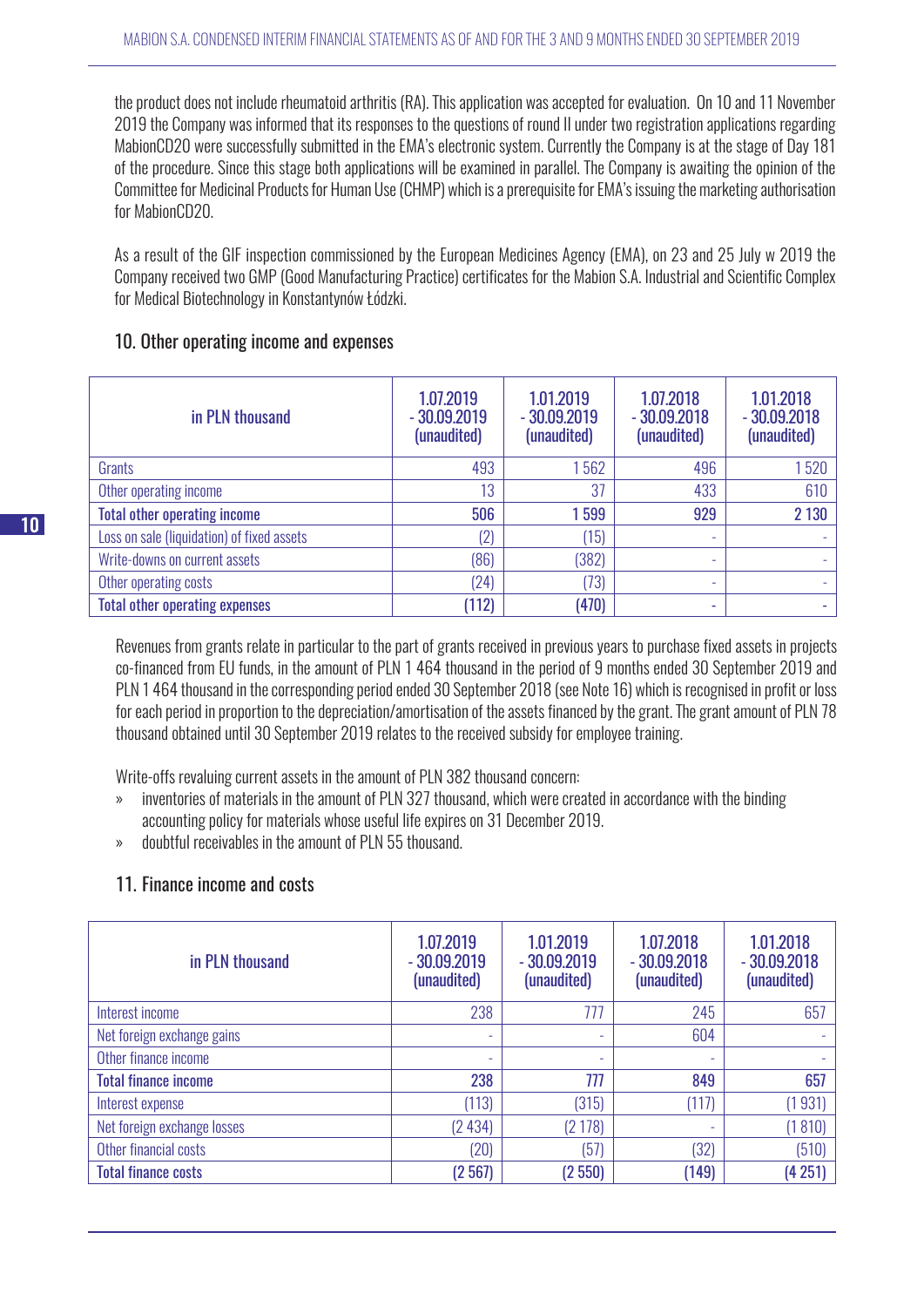the product does not include rheumatoid arthritis (RA). This application was accepted for evaluation. On 10 and 11 November 2019 the Company was informed that its responses to the questions of round II under two registration applications regarding MabionCD20 were successfully submitted in the EMA's electronic system. Currently the Company is at the stage of Day 181 of the procedure. Since this stage both applications will be examined in parallel. The Company is awaiting the opinion of the Committee for Medicinal Products for Human Use (CHMP) which is a prerequisite for EMA's issuing the marketing authorisation for MabionCD20.

As a result of the GIF inspection commissioned by the European Medicines Agency (EMA), on 23 and 25 July w 2019 the Company received two GMP (Good Manufacturing Practice) certificates for the Mabion S.A. Industrial and Scientific Complex for Medical Biotechnology in Konstantynów Łódzki.

## 10. Other operating income and expenses

| in PLN thousand | 1.07.2019 - 30.09.2019 (unaudited) | 1.01.2019 - 30.09.2019 (unaudited) | 1.07.2018 - 30.09.2018 (unaudited) | 1.01.2018 - 30.09.2018 (unaudited) |
|---|---|---|---|---|
| Grants | 493 | 1 562 | 496 | 1 520 |
| Other operating income | 13 | 37 | 433 | 610 |
| **Total other operating income** | **506** | **1 599** | **929** | **2 130** |
| Loss on sale (liquidation) of fixed assets | (2) | (15) | - | - |
| Write-downs on current assets | (86) | (382) | - | - |
| Other operating costs | (24) | (73) | - | - |
| **Total other operating expenses** | **(112)** | **(470)** | **-** | **-** |

Revenues from grants relate in particular to the part of grants received in previous years to purchase fixed assets in projects co-financed from EU funds, in the amount of PLN 1 464 thousand in the period of 9 months ended 30 September 2019 and PLN 1 464 thousand in the corresponding period ended 30 September 2018 (see Note 16) which is recognised in profit or loss for each period in proportion to the depreciation/amortisation of the assets financed by the grant. The grant amount of PLN 78 thousand obtained until 30 September 2019 relates to the received subsidy for employee training.

Write-offs revaluing current assets in the amount of PLN 382 thousand concern:

- inventories of materials in the amount of PLN 327 thousand, which were created in accordance with the binding accounting policy for materials whose useful life expires on 31 December 2019.
- doubtful receivables in the amount of PLN 55 thousand.

## 11. Finance income and costs

| in PLN thousand | 1.07.2019 - 30.09.2019 (unaudited) | 1.01.2019 - 30.09.2019 (unaudited) | 1.07.2018 - 30.09.2018 (unaudited) | 1.01.2018 - 30.09.2018 (unaudited) |
|---|---|---|---|---|
| Interest income | 238 | 777 | 245 | 657 |
| Net foreign exchange gains | - | - | 604 | - |
| Other finance income | - | - | - | - |
| **Total finance income** | **238** | **777** | **849** | **657** |
| Interest expense | (113) | (315) | (117) | (1 931) |
| Net foreign exchange losses | (2 434) | (2 178) | - | (1 810) |
| Other financial costs | (20) | (57) | (32) | (510) |
| **Total finance costs** | **(2 567)** | **(2 550)** | **(149)** | **(4 251)** |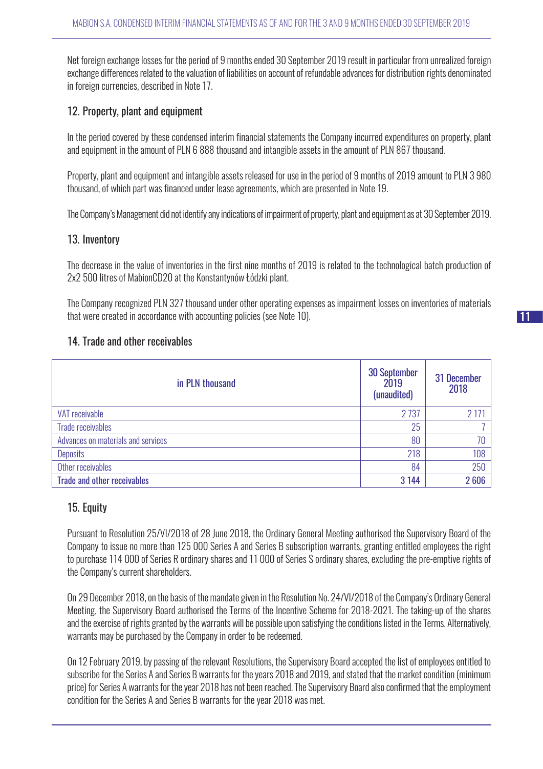Net foreign exchange losses for the period of 9 months ended 30 September 2019 result in particular from unrealized foreign exchange differences related to the valuation of liabilities on account of refundable advances for distribution rights denominated in foreign currencies, described in Note 17.

## 12. Property, plant and equipment

In the period covered by these condensed interim financial statements the Company incurred expenditures on property, plant and equipment in the amount of PLN 6 888 thousand and intangible assets in the amount of PLN 867 thousand.

Property, plant and equipment and intangible assets released for use in the period of 9 months of 2019 amount to PLN 3 980 thousand, of which part was financed under lease agreements, which are presented in Note 19.

The Company's Management did not identify any indications of impairment of property, plant and equipment as at 30 September 2019.

## 13. Inventory

The decrease in the value of inventories in the first nine months of 2019 is related to the technological batch production of 2x2 500 litres of MabionCD20 at the Konstantynów Łódzki plant.

The Company recognized PLN 327 thousand under other operating expenses as impairment losses on inventories of materials that were created in accordance with accounting policies (see Note 10).

## 14. Trade and other receivables

| in PLN thousand | 30 September 2019 (unaudited) | 31 December 2018 |
|---|---|---|
| VAT receivable | 2 737 | 2 171 |
| Trade receivables | 25 | 7 |
| Advances on materials and services | 80 | 70 |
| Deposits | 218 | 108 |
| Other receivables | 84 | 250 |
| **Trade and other receivables** | **3 144** | **2 606** |

## 15. Equity

Pursuant to Resolution 25/VI/2018 of 28 June 2018, the Ordinary General Meeting authorised the Supervisory Board of the Company to issue no more than 125 000 Series A and Series B subscription warrants, granting entitled employees the right to purchase 114 000 of Series R ordinary shares and 11 000 of Series S ordinary shares, excluding the pre-emptive rights of the Company's current shareholders.

On 29 December 2018, on the basis of the mandate given in the Resolution No. 24/VI/2018 of the Company's Ordinary General Meeting, the Supervisory Board authorised the Terms of the Incentive Scheme for 2018-2021. The taking-up of the shares and the exercise of rights granted by the warrants will be possible upon satisfying the conditions listed in the Terms. Alternatively, warrants may be purchased by the Company in order to be redeemed.

On 12 February 2019, by passing of the relevant Resolutions, the Supervisory Board accepted the list of employees entitled to subscribe for the Series A and Series B warrants for the years 2018 and 2019, and stated that the market condition (minimum price) for Series A warrants for the year 2018 has not been reached. The Supervisory Board also confirmed that the employment condition for the Series A and Series B warrants for the year 2018 was met.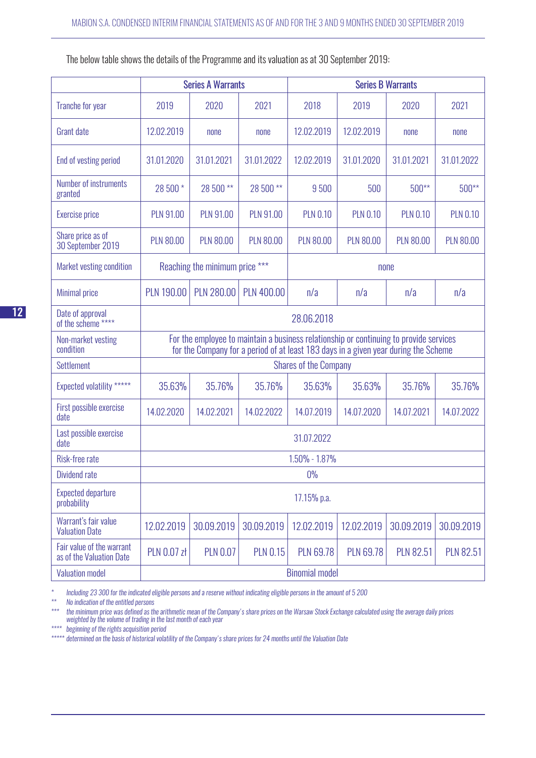The below table shows the details of the Programme and its valuation as at 30 September 2019:

| | Series A Warrants | | | Series B Warrants | | | |
|---|---|---|---|---|---|---|---|
| Tranche for year | 2019 | 2020 | 2021 | 2018 | 2019 | 2020 | 2021 |
| Grant date | 12.02.2019 | none | none | 12.02.2019 | 12.02.2019 | none | none |
| End of vesting period | 31.01.2020 | 31.01.2021 | 31.01.2022 | 12.02.2019 | 31.01.2020 | 31.01.2021 | 31.01.2022 |
| Number of instruments granted | 28 500 * | 28 500 ** | 28 500 ** | 9 500 | 500 | 500** | 500** |
| Exercise price | PLN 91.00 | PLN 91.00 | PLN 91.00 | PLN 0.10 | PLN 0.10 | PLN 0.10 | PLN 0.10 |
| Share price as of 30 September 2019 | PLN 80.00 | PLN 80.00 | PLN 80.00 | PLN 80.00 | PLN 80.00 | PLN 80.00 | PLN 80.00 |
| Market vesting condition | Reaching the minimum price *** | | | none | | | |
| Minimal price | PLN 190.00 | PLN 280.00 | PLN 400.00 | n/a | n/a | n/a | n/a |
| Date of approval of the scheme **** | 28.06.2018 | | | | | | |
| Non-market vesting condition | For the employee to maintain a business relationship or continuing to provide services for the Company for a period of at least 183 days in a given year during the Scheme | | | | | | |
| Settlement | Shares of the Company | | | | | | |
| Expected volatility ***** | 35.63% | 35.76% | 35.76% | 35.63% | 35.63% | 35.76% | 35.76% |
| First possible exercise date | 14.02.2020 | 14.02.2021 | 14.02.2022 | 14.07.2019 | 14.07.2020 | 14.07.2021 | 14.07.2022 |
| Last possible exercise date | 31.07.2022 | | | | | | |
| Risk-free rate | 1.50% - 1.87% | | | | | | |
| Dividend rate | 0% | | | | | | |
| Expected departure probability | 17.15% p.a. | | | | | | |
| Warrant's fair value Valuation Date | 12.02.2019 | 30.09.2019 | 30.09.2019 | 12.02.2019 | 12.02.2019 | 30.09.2019 | 30.09.2019 |
| Fair value of the warrant as of the Valuation Date | PLN 0.07 zł | PLN 0.07 | PLN 0.15 | PLN 69.78 | PLN 69.78 | PLN 82.51 | PLN 82.51 |
| Valuation model | Binomial model | | | | | | |

\* *Including 23 300 for the indicated eligible persons and a reserve without indicating eligible persons in the amount of 5 200*

\*\* *No indication of the entitled persons*

\*\*\* *the minimum price was defined as the arithmetic mean of the Company's share prices on the Warsaw Stock Exchange calculated using the average daily prices weighted by the volume of trading in the last month of each year*

\*\*\*\* *beginning of the rights acquisition period*

\*\*\*\*\* *determined on the basis of historical volatility of the Company's share prices for 24 months until the Valuation Date*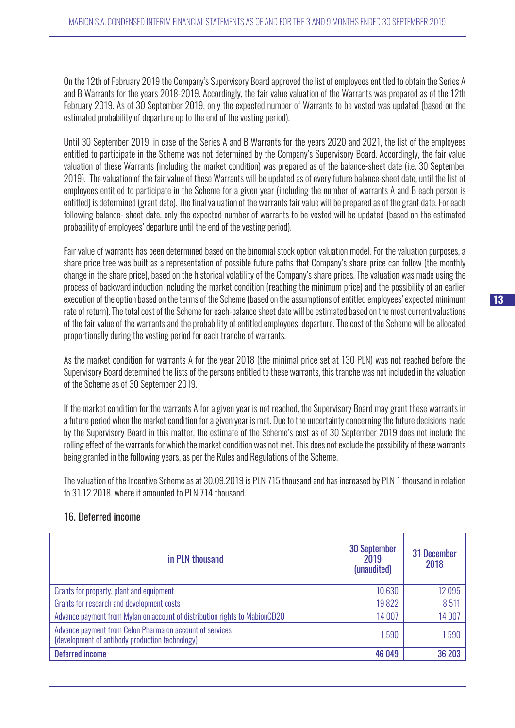On the 12th of February 2019 the Company's Supervisory Board approved the list of employees entitled to obtain the Series A and B Warrants for the years 2018-2019. Accordingly, the fair value valuation of the Warrants was prepared as of the 12th February 2019. As of 30 September 2019, only the expected number of Warrants to be vested was updated (based on the estimated probability of departure up to the end of the vesting period).

Until 30 September 2019, in case of the Series A and B Warrants for the years 2020 and 2021, the list of the employees entitled to participate in the Scheme was not determined by the Company's Supervisory Board. Accordingly, the fair value valuation of these Warrants (including the market condition) was prepared as of the balance-sheet date (i.e. 30 September 2019). The valuation of the fair value of these Warrants will be updated as of every future balance-sheet date, until the list of employees entitled to participate in the Scheme for a given year (including the number of warrants A and B each person is entitled) is determined (grant date). The final valuation of the warrants fair value will be prepared as of the grant date. For each following balance- sheet date, only the expected number of warrants to be vested will be updated (based on the estimated probability of employees' departure until the end of the vesting period).

Fair value of warrants has been determined based on the binomial stock option valuation model. For the valuation purposes, a share price tree was built as a representation of possible future paths that Company's share price can follow (the monthly change in the share price), based on the historical volatility of the Company's share prices. The valuation was made using the process of backward induction including the market condition (reaching the minimum price) and the possibility of an earlier execution of the option based on the terms of the Scheme (based on the assumptions of entitled employees' expected minimum rate of return). The total cost of the Scheme for each-balance sheet date will be estimated based on the most current valuations of the fair value of the warrants and the probability of entitled employees' departure. The cost of the Scheme will be allocated proportionally during the vesting period for each tranche of warrants.

As the market condition for warrants A for the year 2018 (the minimal price set at 130 PLN) was not reached before the Supervisory Board determined the lists of the persons entitled to these warrants, this tranche was not included in the valuation of the Scheme as of 30 September 2019.

If the market condition for the warrants A for a given year is not reached, the Supervisory Board may grant these warrants in a future period when the market condition for a given year is met. Due to the uncertainty concerning the future decisions made by the Supervisory Board in this matter, the estimate of the Scheme's cost as of 30 September 2019 does not include the rolling effect of the warrants for which the market condition was not met. This does not exclude the possibility of these warrants being granted in the following years, as per the Rules and Regulations of the Scheme.

The valuation of the Incentive Scheme as at 30.09.2019 is PLN 715 thousand and has increased by PLN 1 thousand in relation to 31.12.2018, where it amounted to PLN 714 thousand.

## 16. Deferred income

| in PLN thousand | 30 September 2019 (unaudited) | 31 December 2018 |
|---|---|---|
| Grants for property, plant and equipment | 10 630 | 12 095 |
| Grants for research and development costs | 19 822 | 8 511 |
| Advance payment from Mylan on account of distribution rights to MabionCD20 | 14 007 | 14 007 |
| Advance payment from Celon Pharma on account of services (development of antibody production technology) | 1 590 | 1 590 |
| **Deferred income** | **46 049** | **36 203** |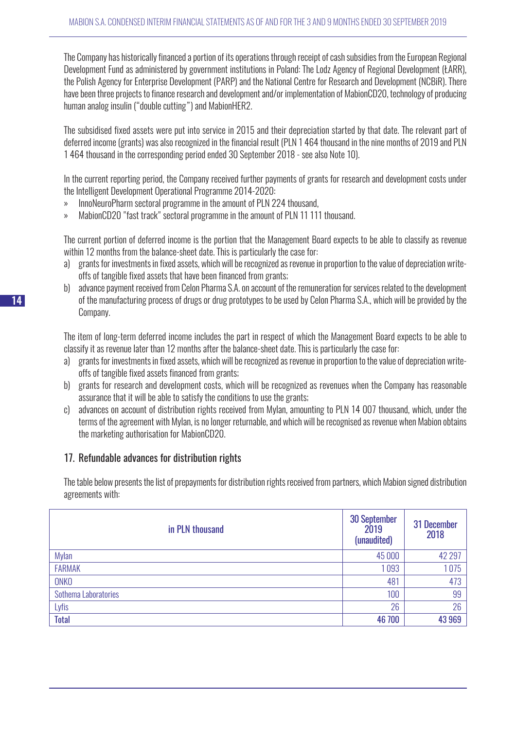The Company has historically financed a portion of its operations through receipt of cash subsidies from the European Regional Development Fund as administered by government institutions in Poland: The Lodz Agency of Regional Development (ŁARR), the Polish Agency for Enterprise Development (PARP) and the National Centre for Research and Development (NCBiR). There have been three projects to finance research and development and/or implementation of MabionCD20, technology of producing human analog insulin ("double cutting") and MabionHER2.

The subsidised fixed assets were put into service in 2015 and their depreciation started by that date. The relevant part of deferred income (grants) was also recognized in the financial result (PLN 1 464 thousand in the nine months of 2019 and PLN 1 464 thousand in the corresponding period ended 30 September 2018 - see also Note 10).

In the current reporting period, the Company received further payments of grants for research and development costs under the Intelligent Development Operational Programme 2014-2020:

- InnoNeuroPharm sectoral programme in the amount of PLN 224 thousand,
- MabionCD20 "fast track" sectoral programme in the amount of PLN 11 111 thousand.

The current portion of deferred income is the portion that the Management Board expects to be able to classify as revenue within 12 months from the balance-sheet date. This is particularly the case for:

a) grants for investments in fixed assets, which will be recognized as revenue in proportion to the value of depreciation write-offs of tangible fixed assets that have been financed from grants;
b) advance payment received from Celon Pharma S.A. on account of the remuneration for services related to the development of the manufacturing process of drugs or drug prototypes to be used by Celon Pharma S.A., which will be provided by the Company.

The item of long-term deferred income includes the part in respect of which the Management Board expects to be able to classify it as revenue later than 12 months after the balance-sheet date. This is particularly the case for:

a) grants for investments in fixed assets, which will be recognized as revenue in proportion to the value of depreciation write-offs of tangible fixed assets financed from grants;
b) grants for research and development costs, which will be recognized as revenues when the Company has reasonable assurance that it will be able to satisfy the conditions to use the grants;
c) advances on account of distribution rights received from Mylan, amounting to PLN 14 007 thousand, which, under the terms of the agreement with Mylan, is no longer returnable, and which will be recognised as revenue when Mabion obtains the marketing authorisation for MabionCD20.

## 17. Refundable advances for distribution rights

The table below presents the list of prepayments for distribution rights received from partners, which Mabion signed distribution agreements with:

| in PLN thousand | 30 September 2019 (unaudited) | 31 December 2018 |
|---|---|---|
| Mylan | 45 000 | 42 297 |
| FARMAK | 1 093 | 1 075 |
| ONKO | 481 | 473 |
| Sothema Laboratories | 100 | 99 |
| Lyfis | 26 | 26 |
| **Total** | **46 700** | **43 969** |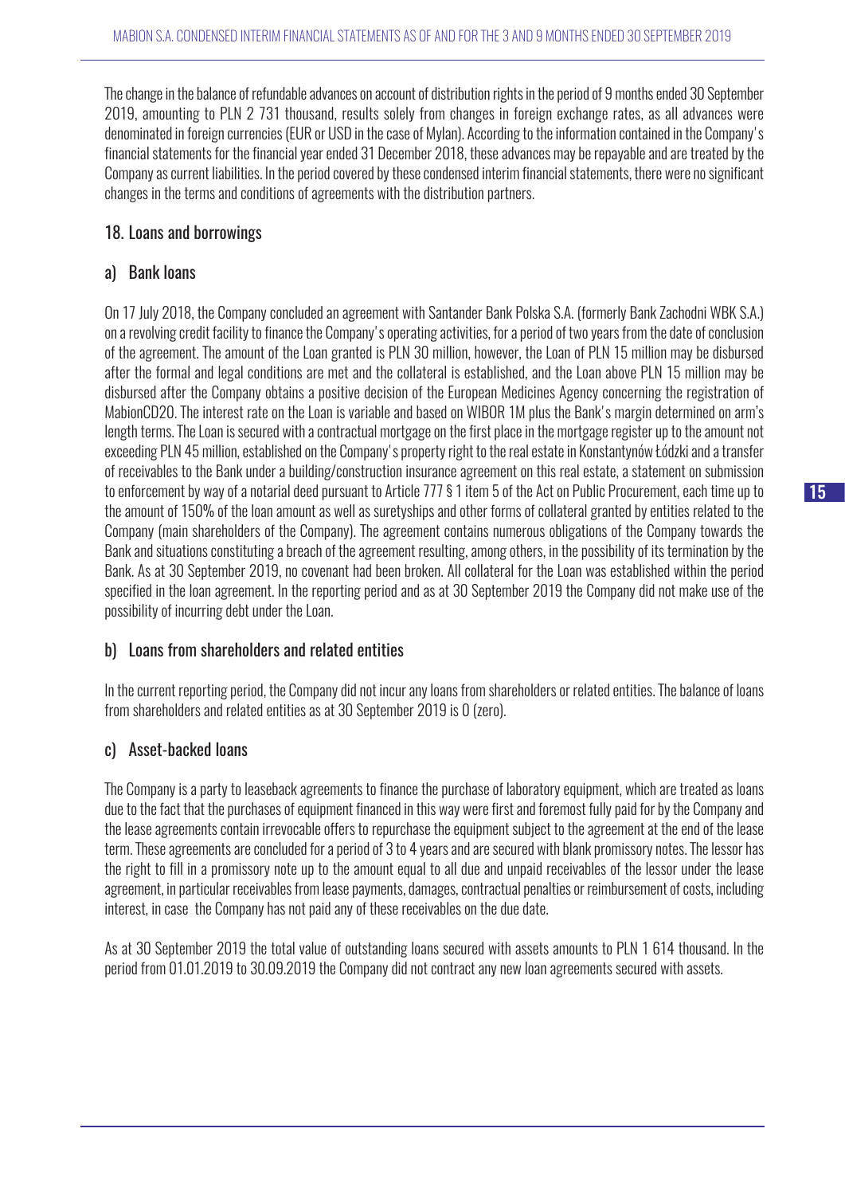The change in the balance of refundable advances on account of distribution rights in the period of 9 months ended 30 September 2019, amounting to PLN 2 731 thousand, results solely from changes in foreign exchange rates, as all advances were denominated in foreign currencies (EUR or USD in the case of Mylan). According to the information contained in the Company's financial statements for the financial year ended 31 December 2018, these advances may be repayable and are treated by the Company as current liabilities. In the period covered by these condensed interim financial statements, there were no significant changes in the terms and conditions of agreements with the distribution partners.

## 18. Loans and borrowings

### a) Bank loans

On 17 July 2018, the Company concluded an agreement with Santander Bank Polska S.A. (formerly Bank Zachodni WBK S.A.) on a revolving credit facility to finance the Company's operating activities, for a period of two years from the date of conclusion of the agreement. The amount of the Loan granted is PLN 30 million, however, the Loan of PLN 15 million may be disbursed after the formal and legal conditions are met and the collateral is established, and the Loan above PLN 15 million may be disbursed after the Company obtains a positive decision of the European Medicines Agency concerning the registration of MabionCD20. The interest rate on the Loan is variable and based on WIBOR 1M plus the Bank's margin determined on arm's length terms. The Loan is secured with a contractual mortgage on the first place in the mortgage register up to the amount not exceeding PLN 45 million, established on the Company's property right to the real estate in Konstantynów Łódzki and a transfer of receivables to the Bank under a building/construction insurance agreement on this real estate, a statement on submission to enforcement by way of a notarial deed pursuant to Article 777 § 1 item 5 of the Act on Public Procurement, each time up to the amount of 150% of the loan amount as well as suretyships and other forms of collateral granted by entities related to the Company (main shareholders of the Company). The agreement contains numerous obligations of the Company towards the Bank and situations constituting a breach of the agreement resulting, among others, in the possibility of its termination by the Bank. As at 30 September 2019, no covenant had been broken. All collateral for the Loan was established within the period specified in the loan agreement. In the reporting period and as at 30 September 2019 the Company did not make use of the possibility of incurring debt under the Loan.

### b) Loans from shareholders and related entities

In the current reporting period, the Company did not incur any loans from shareholders or related entities. The balance of loans from shareholders and related entities as at 30 September 2019 is 0 (zero).

### c) Asset-backed loans

The Company is a party to leaseback agreements to finance the purchase of laboratory equipment, which are treated as loans due to the fact that the purchases of equipment financed in this way were first and foremost fully paid for by the Company and the lease agreements contain irrevocable offers to repurchase the equipment subject to the agreement at the end of the lease term. These agreements are concluded for a period of 3 to 4 years and are secured with blank promissory notes. The lessor has the right to fill in a promissory note up to the amount equal to all due and unpaid receivables of the lessor under the lease agreement, in particular receivables from lease payments, damages, contractual penalties or reimbursement of costs, including interest, in case the Company has not paid any of these receivables on the due date.

As at 30 September 2019 the total value of outstanding loans secured with assets amounts to PLN 1 614 thousand. In the period from 01.01.2019 to 30.09.2019 the Company did not contract any new loan agreements secured with assets.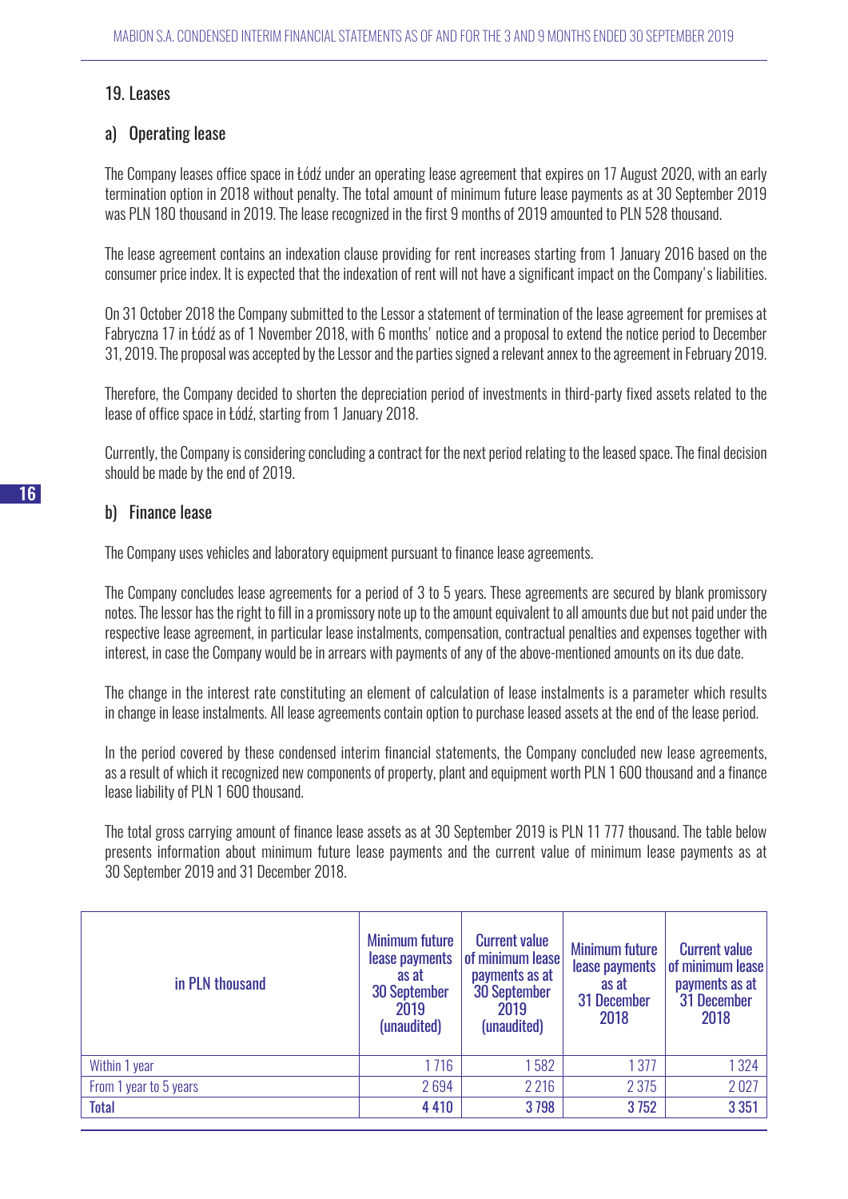## 19. Leases

### a) Operating lease

The Company leases office space in Łódź under an operating lease agreement that expires on 17 August 2020, with an early termination option in 2018 without penalty. The total amount of minimum future lease payments as at 30 September 2019 was PLN 180 thousand in 2019. The lease recognized in the first 9 months of 2019 amounted to PLN 528 thousand.

The lease agreement contains an indexation clause providing for rent increases starting from 1 January 2016 based on the consumer price index. It is expected that the indexation of rent will not have a significant impact on the Company's liabilities.

On 31 October 2018 the Company submitted to the Lessor a statement of termination of the lease agreement for premises at Fabryczna 17 in Łódź as of 1 November 2018, with 6 months' notice and a proposal to extend the notice period to December 31, 2019. The proposal was accepted by the Lessor and the parties signed a relevant annex to the agreement in February 2019.

Therefore, the Company decided to shorten the depreciation period of investments in third-party fixed assets related to the lease of office space in Łódź, starting from 1 January 2018.

Currently, the Company is considering concluding a contract for the next period relating to the leased space. The final decision should be made by the end of 2019.

### b) Finance lease

The Company uses vehicles and laboratory equipment pursuant to finance lease agreements.

The Company concludes lease agreements for a period of 3 to 5 years. These agreements are secured by blank promissory notes. The lessor has the right to fill in a promissory note up to the amount equivalent to all amounts due but not paid under the respective lease agreement, in particular lease instalments, compensation, contractual penalties and expenses together with interest, in case the Company would be in arrears with payments of any of the above-mentioned amounts on its due date.

The change in the interest rate constituting an element of calculation of lease instalments is a parameter which results in change in lease instalments. All lease agreements contain option to purchase leased assets at the end of the lease period.

In the period covered by these condensed interim financial statements, the Company concluded new lease agreements, as a result of which it recognized new components of property, plant and equipment worth PLN 1 600 thousand and a finance lease liability of PLN 1 600 thousand.

The total gross carrying amount of finance lease assets as at 30 September 2019 is PLN 11 777 thousand. The table below presents information about minimum future lease payments and the current value of minimum lease payments as at 30 September 2019 and 31 December 2018.

| in PLN thousand | Minimum future lease payments as at 30 September 2019 (unaudited) | Current value of minimum lease payments as at 30 September 2019 (unaudited) | Minimum future lease payments as at 31 December 2018 | Current value of minimum lease payments as at 31 December 2018 |
|---|---|---|---|---|
| Within 1 year | 1 716 | 1 582 | 1 377 | 1 324 |
| From 1 year to 5 years | 2 694 | 2 216 | 2 375 | 2 027 |
| **Total** | **4 410** | **3 798** | **3 752** | **3 351** |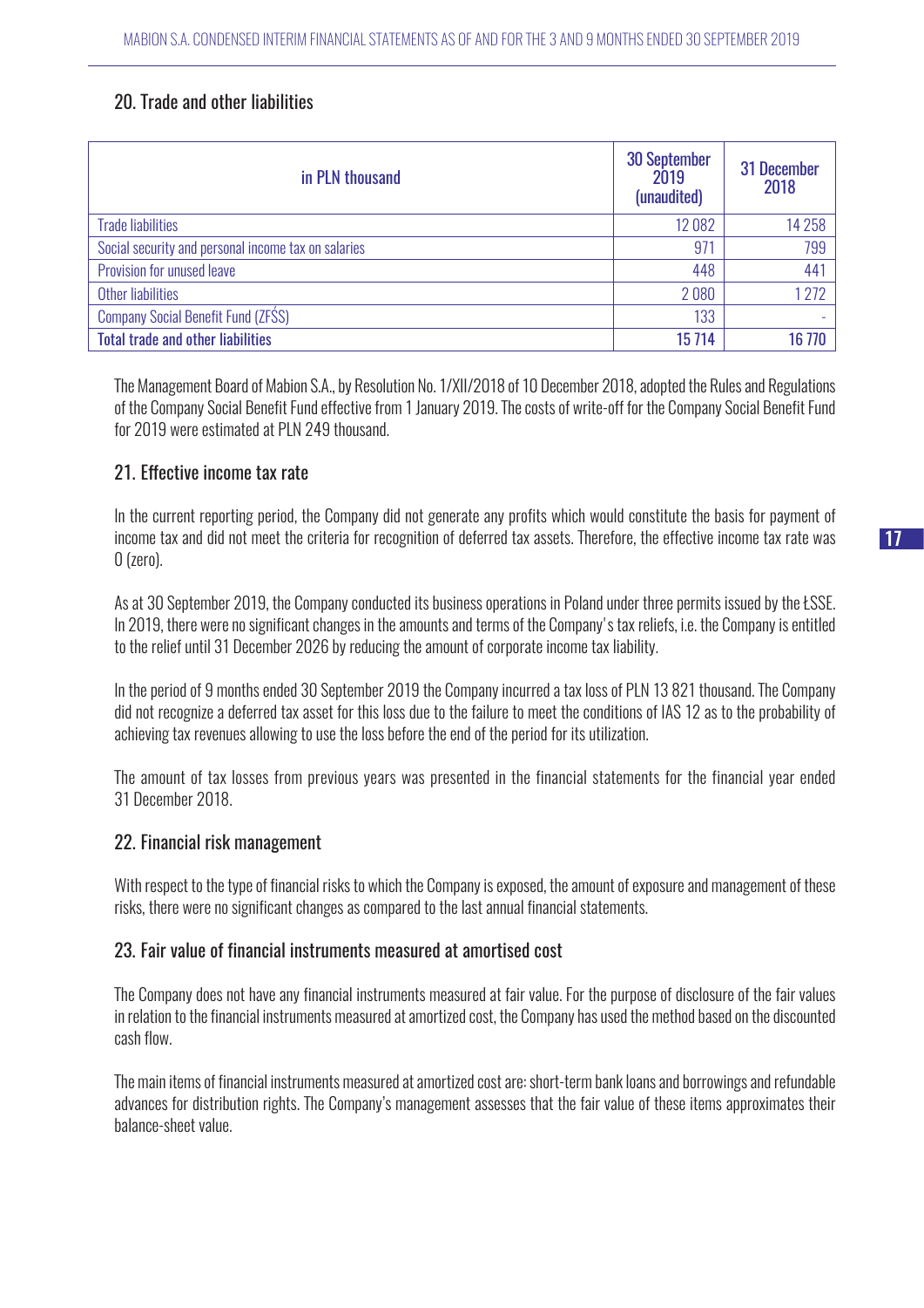## 20. Trade and other liabilities

| in PLN thousand | 30 September 2019 (unaudited) | 31 December 2018 |
|---|---|---|
| Trade liabilities | 12 082 | 14 258 |
| Social security and personal income tax on salaries | 971 | 799 |
| Provision for unused leave | 448 | 441 |
| Other liabilities | 2 080 | 1 272 |
| Company Social Benefit Fund (ZFŚS) | 133 | - |
| **Total trade and other liabilities** | **15 714** | **16 770** |

The Management Board of Mabion S.A., by Resolution No. 1/XII/2018 of 10 December 2018, adopted the Rules and Regulations of the Company Social Benefit Fund effective from 1 January 2019. The costs of write-off for the Company Social Benefit Fund for 2019 were estimated at PLN 249 thousand.

## 21. Effective income tax rate

In the current reporting period, the Company did not generate any profits which would constitute the basis for payment of income tax and did not meet the criteria for recognition of deferred tax assets. Therefore, the effective income tax rate was 0 (zero).

As at 30 September 2019, the Company conducted its business operations in Poland under three permits issued by the ŁSSE. In 2019, there were no significant changes in the amounts and terms of the Company's tax reliefs, i.e. the Company is entitled to the relief until 31 December 2026 by reducing the amount of corporate income tax liability.

In the period of 9 months ended 30 September 2019 the Company incurred a tax loss of PLN 13 821 thousand. The Company did not recognize a deferred tax asset for this loss due to the failure to meet the conditions of IAS 12 as to the probability of achieving tax revenues allowing to use the loss before the end of the period for its utilization.

The amount of tax losses from previous years was presented in the financial statements for the financial year ended 31 December 2018.

## 22. Financial risk management

With respect to the type of financial risks to which the Company is exposed, the amount of exposure and management of these risks, there were no significant changes as compared to the last annual financial statements.

## 23. Fair value of financial instruments measured at amortised cost

The Company does not have any financial instruments measured at fair value. For the purpose of disclosure of the fair values in relation to the financial instruments measured at amortized cost, the Company has used the method based on the discounted cash flow.

The main items of financial instruments measured at amortized cost are: short-term bank loans and borrowings and refundable advances for distribution rights. The Company's management assesses that the fair value of these items approximates their balance-sheet value.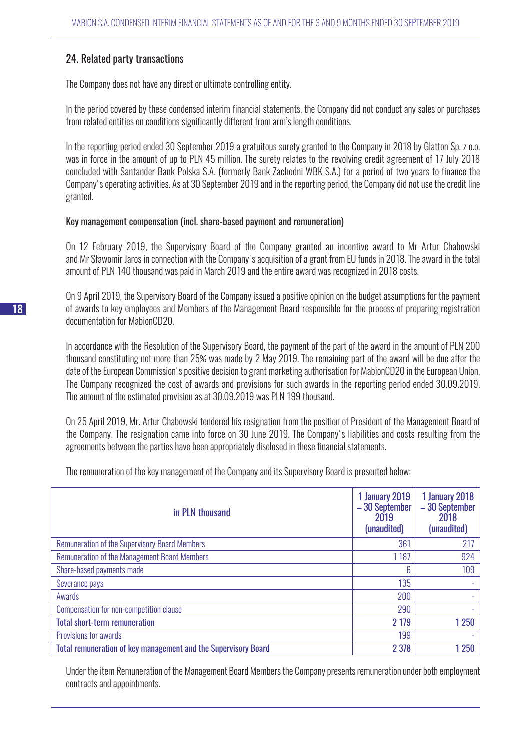## 24. Related party transactions

The Company does not have any direct or ultimate controlling entity.

In the period covered by these condensed interim financial statements, the Company did not conduct any sales or purchases from related entities on conditions significantly different from arm's length conditions.

In the reporting period ended 30 September 2019 a gratuitous surety granted to the Company in 2018 by Glatton Sp. z o.o. was in force in the amount of up to PLN 45 million. The surety relates to the revolving credit agreement of 17 July 2018 concluded with Santander Bank Polska S.A. (formerly Bank Zachodni WBK S.A.) for a period of two years to finance the Company's operating activities. As at 30 September 2019 and in the reporting period, the Company did not use the credit line granted.

### Key management compensation (incl. share-based payment and remuneration)

On 12 February 2019, the Supervisory Board of the Company granted an incentive award to Mr Artur Chabowski and Mr Sławomir Jaros in connection with the Company's acquisition of a grant from EU funds in 2018. The award in the total amount of PLN 140 thousand was paid in March 2019 and the entire award was recognized in 2018 costs.

On 9 April 2019, the Supervisory Board of the Company issued a positive opinion on the budget assumptions for the payment of awards to key employees and Members of the Management Board responsible for the process of preparing registration documentation for MabionCD20.

In accordance with the Resolution of the Supervisory Board, the payment of the part of the award in the amount of PLN 200 thousand constituting not more than 25% was made by 2 May 2019. The remaining part of the award will be due after the date of the European Commission's positive decision to grant marketing authorisation for MabionCD20 in the European Union. The Company recognized the cost of awards and provisions for such awards in the reporting period ended 30.09.2019. The amount of the estimated provision as at 30.09.2019 was PLN 199 thousand.

On 25 April 2019, Mr. Artur Chabowski tendered his resignation from the position of President of the Management Board of the Company. The resignation came into force on 30 June 2019. The Company's liabilities and costs resulting from the agreements between the parties have been appropriately disclosed in these financial statements.

The remuneration of the key management of the Company and its Supervisory Board is presented below:

| in PLN thousand | 1 January 2019 – 30 September 2019 (unaudited) | 1 January 2018 – 30 September 2018 (unaudited) |
|---|---|---|
| Remuneration of the Supervisory Board Members | 361 | 217 |
| Remuneration of the Management Board Members | 1 187 | 924 |
| Share-based payments made | 6 | 109 |
| Severance pays | 135 | - |
| Awards | 200 | - |
| Compensation for non-competition clause | 290 | - |
| **Total short-term remuneration** | **2 179** | **1 250** |
| Provisions for awards | 199 | - |
| **Total remuneration of key management and the Supervisory Board** | **2 378** | **1 250** |

Under the item Remuneration of the Management Board Members the Company presents remuneration under both employment contracts and appointments.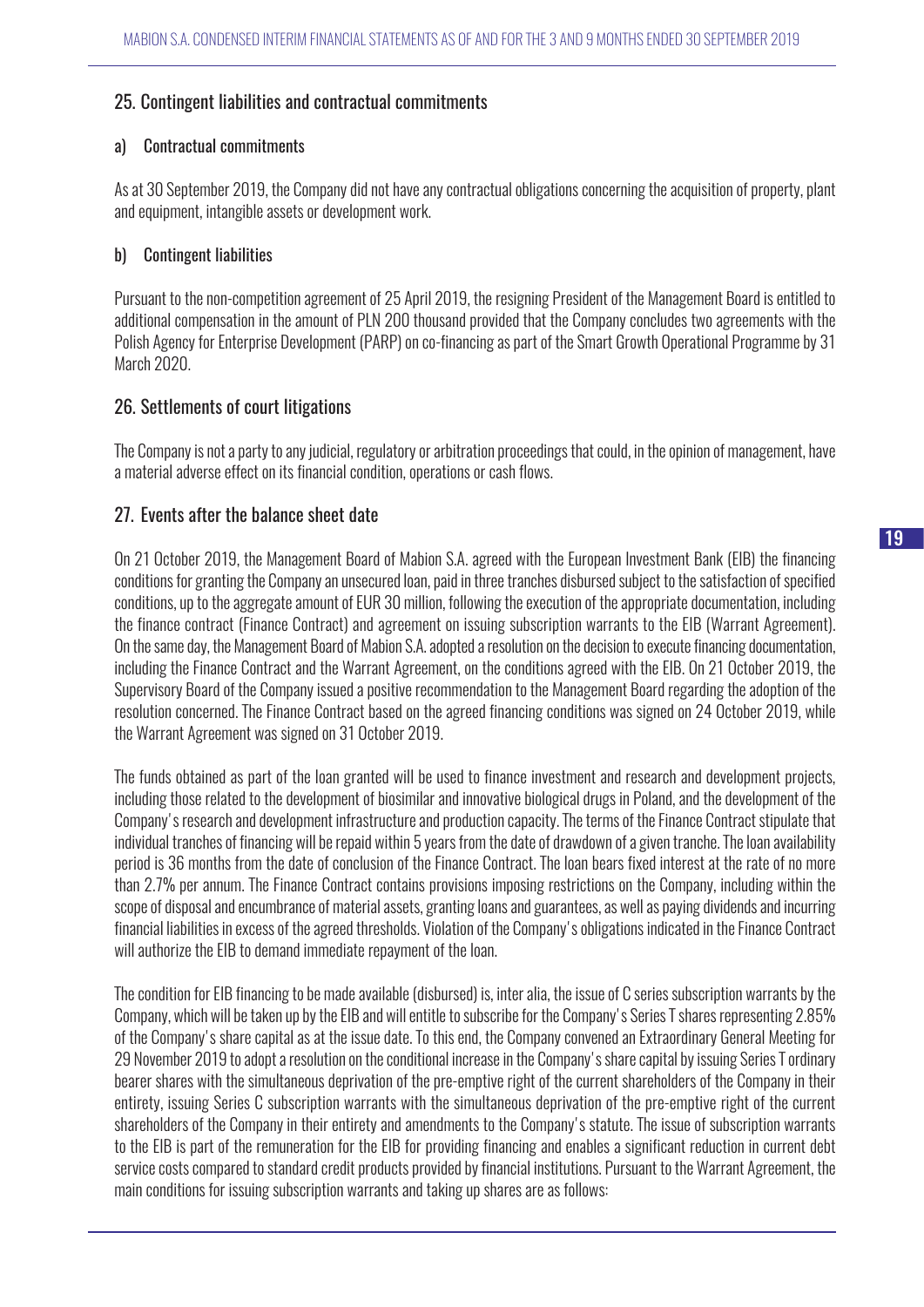## 25. Contingent liabilities and contractual commitments

### a) Contractual commitments

As at 30 September 2019, the Company did not have any contractual obligations concerning the acquisition of property, plant and equipment, intangible assets or development work.

### b) Contingent liabilities

Pursuant to the non-competition agreement of 25 April 2019, the resigning President of the Management Board is entitled to additional compensation in the amount of PLN 200 thousand provided that the Company concludes two agreements with the Polish Agency for Enterprise Development (PARP) on co-financing as part of the Smart Growth Operational Programme by 31 March 2020.

## 26. Settlements of court litigations

The Company is not a party to any judicial, regulatory or arbitration proceedings that could, in the opinion of management, have a material adverse effect on its financial condition, operations or cash flows.

## 27. Events after the balance sheet date

On 21 October 2019, the Management Board of Mabion S.A. agreed with the European Investment Bank (EIB) the financing conditions for granting the Company an unsecured loan, paid in three tranches disbursed subject to the satisfaction of specified conditions, up to the aggregate amount of EUR 30 million, following the execution of the appropriate documentation, including the finance contract (Finance Contract) and agreement on issuing subscription warrants to the EIB (Warrant Agreement). On the same day, the Management Board of Mabion S.A. adopted a resolution on the decision to execute financing documentation, including the Finance Contract and the Warrant Agreement, on the conditions agreed with the EIB. On 21 October 2019, the Supervisory Board of the Company issued a positive recommendation to the Management Board regarding the adoption of the resolution concerned. The Finance Contract based on the agreed financing conditions was signed on 24 October 2019, while the Warrant Agreement was signed on 31 October 2019.

The funds obtained as part of the loan granted will be used to finance investment and research and development projects, including those related to the development of biosimilar and innovative biological drugs in Poland, and the development of the Company's research and development infrastructure and production capacity. The terms of the Finance Contract stipulate that individual tranches of financing will be repaid within 5 years from the date of drawdown of a given tranche. The loan availability period is 36 months from the date of conclusion of the Finance Contract. The loan bears fixed interest at the rate of no more than 2.7% per annum. The Finance Contract contains provisions imposing restrictions on the Company, including within the scope of disposal and encumbrance of material assets, granting loans and guarantees, as well as paying dividends and incurring financial liabilities in excess of the agreed thresholds. Violation of the Company's obligations indicated in the Finance Contract will authorize the EIB to demand immediate repayment of the loan.

The condition for EIB financing to be made available (disbursed) is, inter alia, the issue of C series subscription warrants by the Company, which will be taken up by the EIB and will entitle to subscribe for the Company's Series T shares representing 2.85% of the Company's share capital as at the issue date. To this end, the Company convened an Extraordinary General Meeting for 29 November 2019 to adopt a resolution on the conditional increase in the Company's share capital by issuing Series T ordinary bearer shares with the simultaneous deprivation of the pre-emptive right of the current shareholders of the Company in their entirety, issuing Series C subscription warrants with the simultaneous deprivation of the pre-emptive right of the current shareholders of the Company in their entirety and amendments to the Company's statute. The issue of subscription warrants to the EIB is part of the remuneration for the EIB for providing financing and enables a significant reduction in current debt service costs compared to standard credit products provided by financial institutions. Pursuant to the Warrant Agreement, the main conditions for issuing subscription warrants and taking up shares are as follows: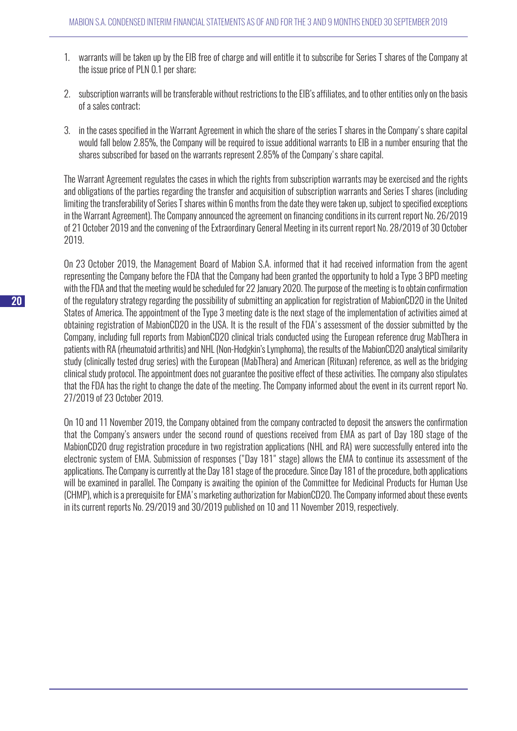1. warrants will be taken up by the EIB free of charge and will entitle it to subscribe for Series T shares of the Company at the issue price of PLN 0.1 per share;

2. subscription warrants will be transferable without restrictions to the EIB's affiliates, and to other entities only on the basis of a sales contract;

3. in the cases specified in the Warrant Agreement in which the share of the series T shares in the Company's share capital would fall below 2.85%, the Company will be required to issue additional warrants to EIB in a number ensuring that the shares subscribed for based on the warrants represent 2.85% of the Company's share capital.

The Warrant Agreement regulates the cases in which the rights from subscription warrants may be exercised and the rights and obligations of the parties regarding the transfer and acquisition of subscription warrants and Series T shares (including limiting the transferability of Series T shares within 6 months from the date they were taken up, subject to specified exceptions in the Warrant Agreement). The Company announced the agreement on financing conditions in its current report No. 26/2019 of 21 October 2019 and the convening of the Extraordinary General Meeting in its current report No. 28/2019 of 30 October 2019.

On 23 October 2019, the Management Board of Mabion S.A. informed that it had received information from the agent representing the Company before the FDA that the Company had been granted the opportunity to hold a Type 3 BPD meeting with the FDA and that the meeting would be scheduled for 22 January 2020. The purpose of the meeting is to obtain confirmation of the regulatory strategy regarding the possibility of submitting an application for registration of MabionCD20 in the United States of America. The appointment of the Type 3 meeting date is the next stage of the implementation of activities aimed at obtaining registration of MabionCD20 in the USA. It is the result of the FDA's assessment of the dossier submitted by the Company, including full reports from MabionCD20 clinical trials conducted using the European reference drug MabThera in patients with RA (rheumatoid arthritis) and NHL (Non-Hodgkin's Lymphoma), the results of the MabionCD20 analytical similarity study (clinically tested drug series) with the European (MabThera) and American (Rituxan) reference, as well as the bridging clinical study protocol. The appointment does not guarantee the positive effect of these activities. The company also stipulates that the FDA has the right to change the date of the meeting. The Company informed about the event in its current report No. 27/2019 of 23 October 2019.

On 10 and 11 November 2019, the Company obtained from the company contracted to deposit the answers the confirmation that the Company's answers under the second round of questions received from EMA as part of Day 180 stage of the MabionCD20 drug registration procedure in two registration applications (NHL and RA) were successfully entered into the electronic system of EMA. Submission of responses ("Day 181" stage) allows the EMA to continue its assessment of the applications. The Company is currently at the Day 181 stage of the procedure. Since Day 181 of the procedure, both applications will be examined in parallel. The Company is awaiting the opinion of the Committee for Medicinal Products for Human Use (CHMP), which is a prerequisite for EMA's marketing authorization for MabionCD20. The Company informed about these events in its current reports No. 29/2019 and 30/2019 published on 10 and 11 November 2019, respectively.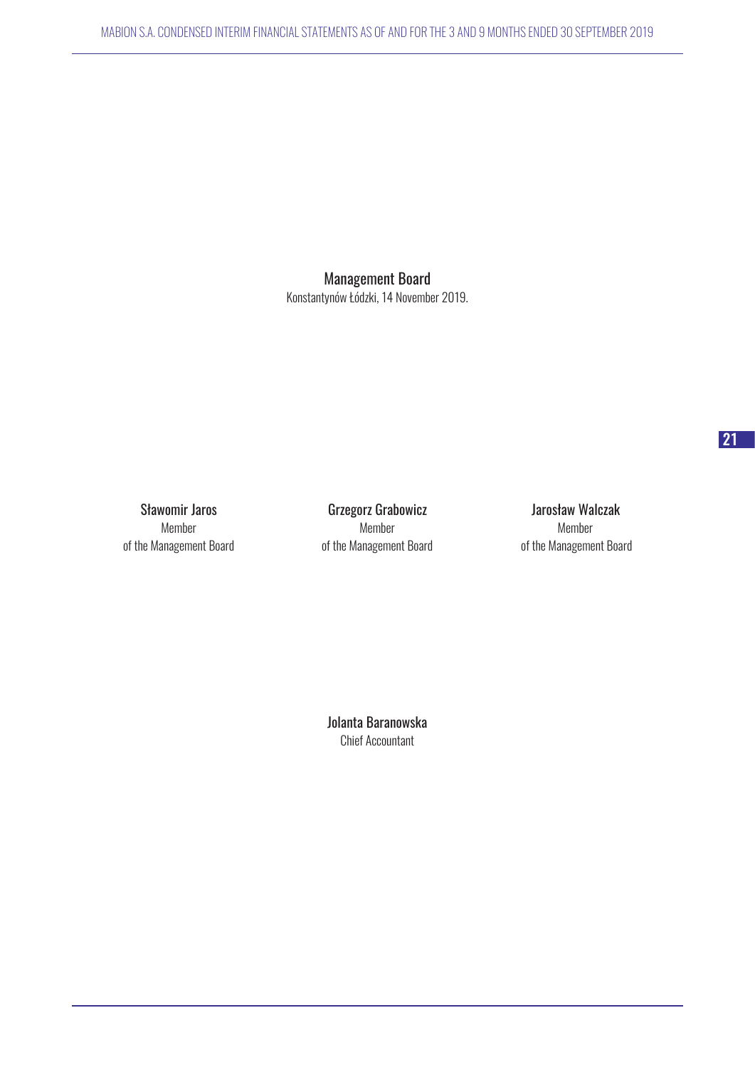Management Board

Konstantynów Łódzki, 14 November 2019.

Sławomir Jaros
Member
of the Management Board

Grzegorz Grabowicz
Member
of the Management Board

Jarosław Walczak
Member
of the Management Board

Jolanta Baranowska
Chief Accountant